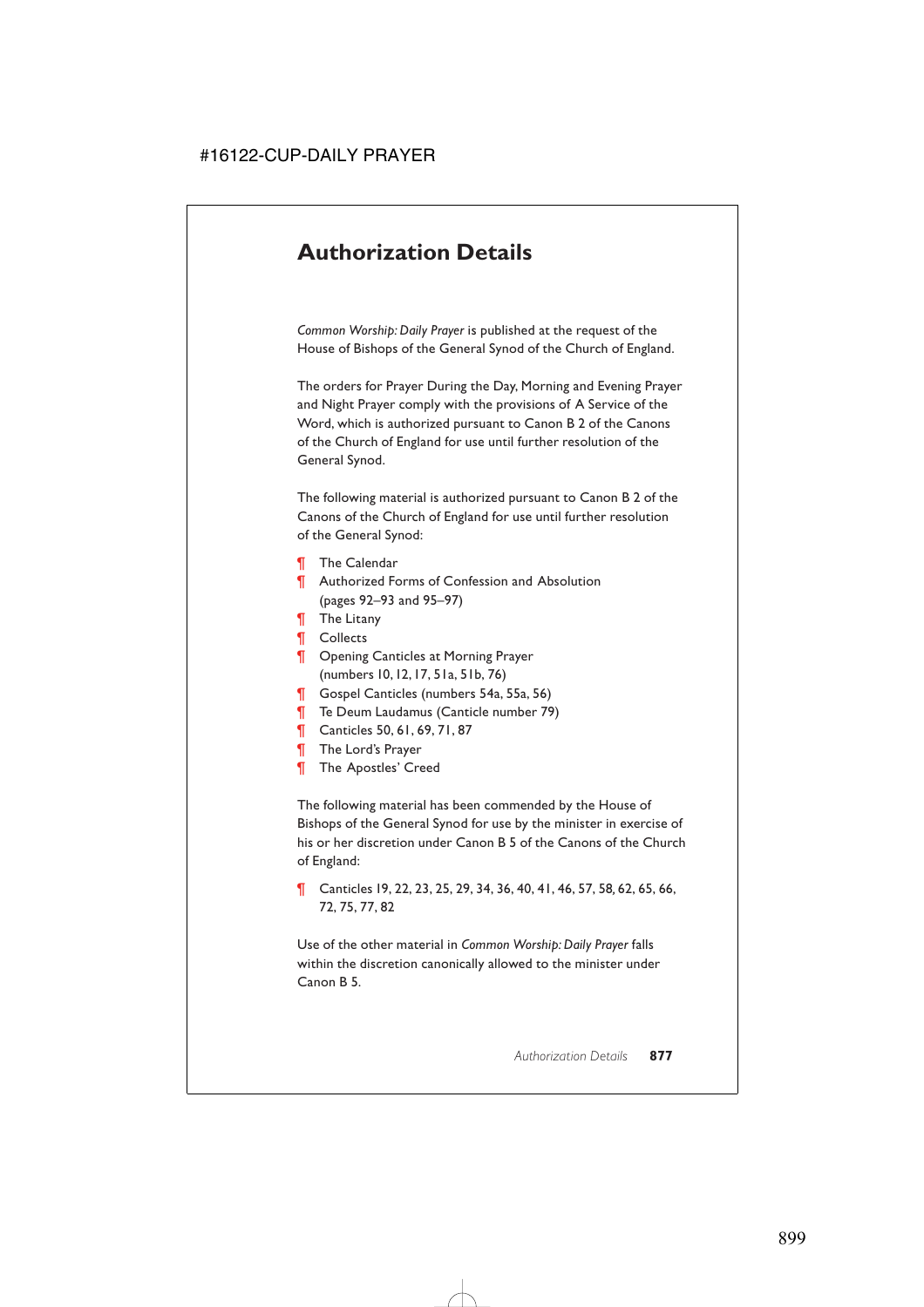# Authorization Details

*Common Worship: Daily Prayer* is published at the request of the House of Bishops of the General Synod of the Church of England.

The orders for Prayer During the Day, Morning and Evening Prayer and Night Prayer comply with the provisions of A Service of the Word, which is authorized pursuant to Canon B 2 of the Canons of the Church of England for use until further resolution of the General Synod.

The following material is authorized pursuant to Canon B 2 of the Canons of the Church of England for use until further resolution of the General Synod:

¶ The Calendar
¶ Authorized Forms of Confession and Absolution (pages 92–93 and 95–97)
¶ The Litany
¶ Collects
¶ Opening Canticles at Morning Prayer (numbers 10, 12, 17, 51a, 51b, 76)
¶ Gospel Canticles (numbers 54a, 55a, 56)
¶ Te Deum Laudamus (Canticle number 79)
¶ Canticles 50, 61, 69, 71, 87
¶ The Lord's Prayer
¶ The Apostles' Creed

The following material has been commended by the House of Bishops of the General Synod for use by the minister in exercise of his or her discretion under Canon B 5 of the Canons of the Church of England:

¶ Canticles 19, 22, 23, 25, 29, 34, 36, 40, 41, 46, 57, 58, 62, 65, 66, 72, 75, 77, 82

Use of the other material in *Common Worship: Daily Prayer* falls within the discretion canonically allowed to the minister under Canon B 5.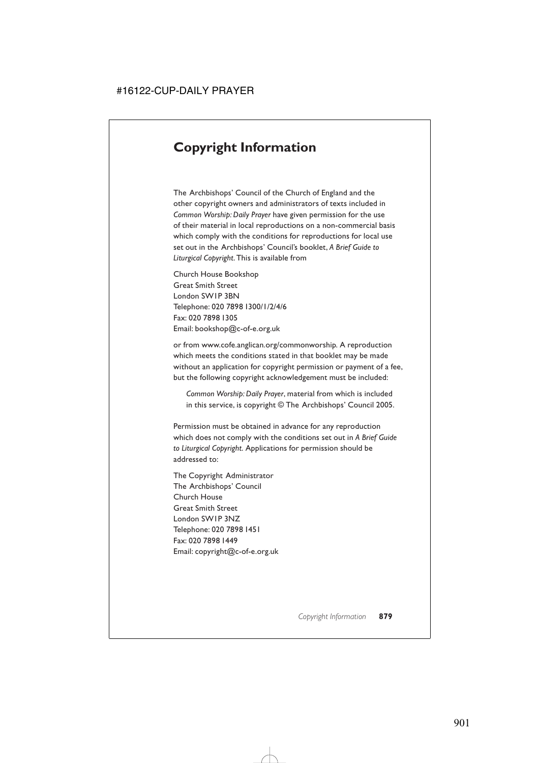# Copyright Information

The Archbishops' Council of the Church of England and the other copyright owners and administrators of texts included in *Common Worship: Daily Prayer* have given permission for the use of their material in local reproductions on a non-commercial basis which comply with the conditions for reproductions for local use set out in the Archbishops' Council's booklet, *A Brief Guide to Liturgical Copyright*. This is available from

Church House Bookshop
Great Smith Street
London SW1P 3BN
Telephone: 020 7898 1300/1/2/4/6
Fax: 020 7898 1305
Email: bookshop@c-of-e.org.uk

or from www.cofe.anglican.org/commonworship. A reproduction which meets the conditions stated in that booklet may be made without an application for copyright permission or payment of a fee, but the following copyright acknowledgement must be included:

> *Common Worship: Daily Prayer*, material from which is included in this service, is copyright © The Archbishops' Council 2005.

Permission must be obtained in advance for any reproduction which does not comply with the conditions set out in *A Brief Guide to Liturgical Copyright*. Applications for permission should be addressed to:

The Copyright Administrator
The Archbishops' Council
Church House
Great Smith Street
London SW1P 3NZ
Telephone: 020 7898 1451
Fax: 020 7898 1449
Email: copyright@c-of-e.org.uk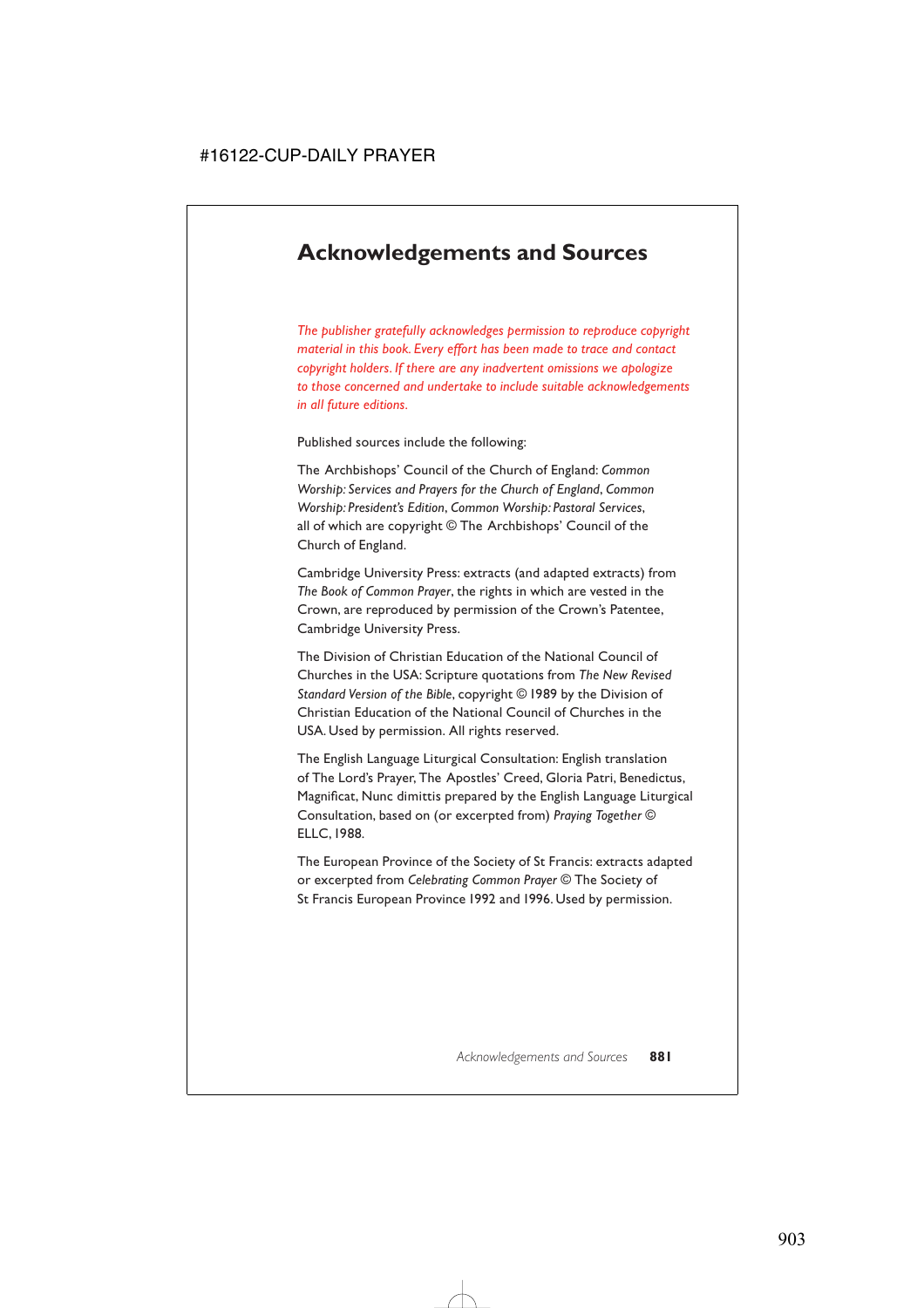# Acknowledgements and Sources

*The publisher gratefully acknowledges permission to reproduce copyright material in this book. Every effort has been made to trace and contact copyright holders. If there are any inadvertent omissions we apologize to those concerned and undertake to include suitable acknowledgements in all future editions.*

Published sources include the following:

The Archbishops' Council of the Church of England: *Common Worship: Services and Prayers for the Church of England*, *Common Worship: President's Edition*, *Common Worship: Pastoral Services*, all of which are copyright © The Archbishops' Council of the Church of England.

Cambridge University Press: extracts (and adapted extracts) from *The Book of Common Prayer*, the rights in which are vested in the Crown, are reproduced by permission of the Crown's Patentee, Cambridge University Press.

The Division of Christian Education of the National Council of Churches in the USA: Scripture quotations from *The New Revised Standard Version of the Bible*, copyright © 1989 by the Division of Christian Education of the National Council of Churches in the USA. Used by permission. All rights reserved.

The English Language Liturgical Consultation: English translation of The Lord's Prayer, The Apostles' Creed, Gloria Patri, Benedictus, Magnificat, Nunc dimittis prepared by the English Language Liturgical Consultation, based on (or excerpted from) *Praying Together* © ELLC, 1988.

The European Province of the Society of St Francis: extracts adapted or excerpted from *Celebrating Common Prayer* © The Society of St Francis European Province 1992 and 1996. Used by permission.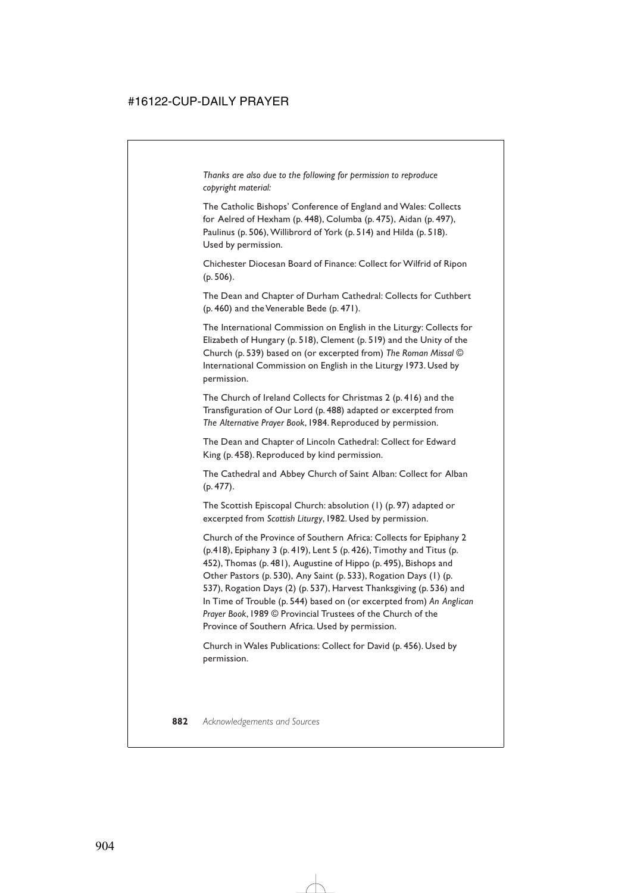*Thanks are also due to the following for permission to reproduce copyright material:*

The Catholic Bishops' Conference of England and Wales: Collects for Aelred of Hexham (p. 448), Columba (p. 475), Aidan (p. 497), Paulinus (p. 506), Willibrord of York (p. 514) and Hilda (p. 518). Used by permission.

Chichester Diocesan Board of Finance: Collect for Wilfrid of Ripon (p. 506).

The Dean and Chapter of Durham Cathedral: Collects for Cuthbert (p. 460) and the Venerable Bede (p. 471).

The International Commission on English in the Liturgy: Collects for Elizabeth of Hungary (p. 518), Clement (p. 519) and the Unity of the Church (p. 539) based on (or excerpted from) *The Roman Missal* © International Commission on English in the Liturgy 1973. Used by permission.

The Church of Ireland Collects for Christmas 2 (p. 416) and the Transfiguration of Our Lord (p. 488) adapted or excerpted from *The Alternative Prayer Book*, 1984. Reproduced by permission.

The Dean and Chapter of Lincoln Cathedral: Collect for Edward King (p. 458). Reproduced by kind permission.

The Cathedral and Abbey Church of Saint Alban: Collect for Alban (p. 477).

The Scottish Episcopal Church: absolution (1) (p. 97) adapted or excerpted from *Scottish Liturgy*, 1982. Used by permission.

Church of the Province of Southern Africa: Collects for Epiphany 2 (p.418), Epiphany 3 (p. 419), Lent 5 (p. 426), Timothy and Titus (p. 452), Thomas (p. 481), Augustine of Hippo (p. 495), Bishops and Other Pastors (p. 530), Any Saint (p. 533), Rogation Days (1) (p. 537), Rogation Days (2) (p. 537), Harvest Thanksgiving (p. 536) and In Time of Trouble (p. 544) based on (or excerpted from) *An Anglican Prayer Book*, 1989 © Provincial Trustees of the Church of the Province of Southern Africa. Used by permission.

Church in Wales Publications: Collect for David (p. 456). Used by permission.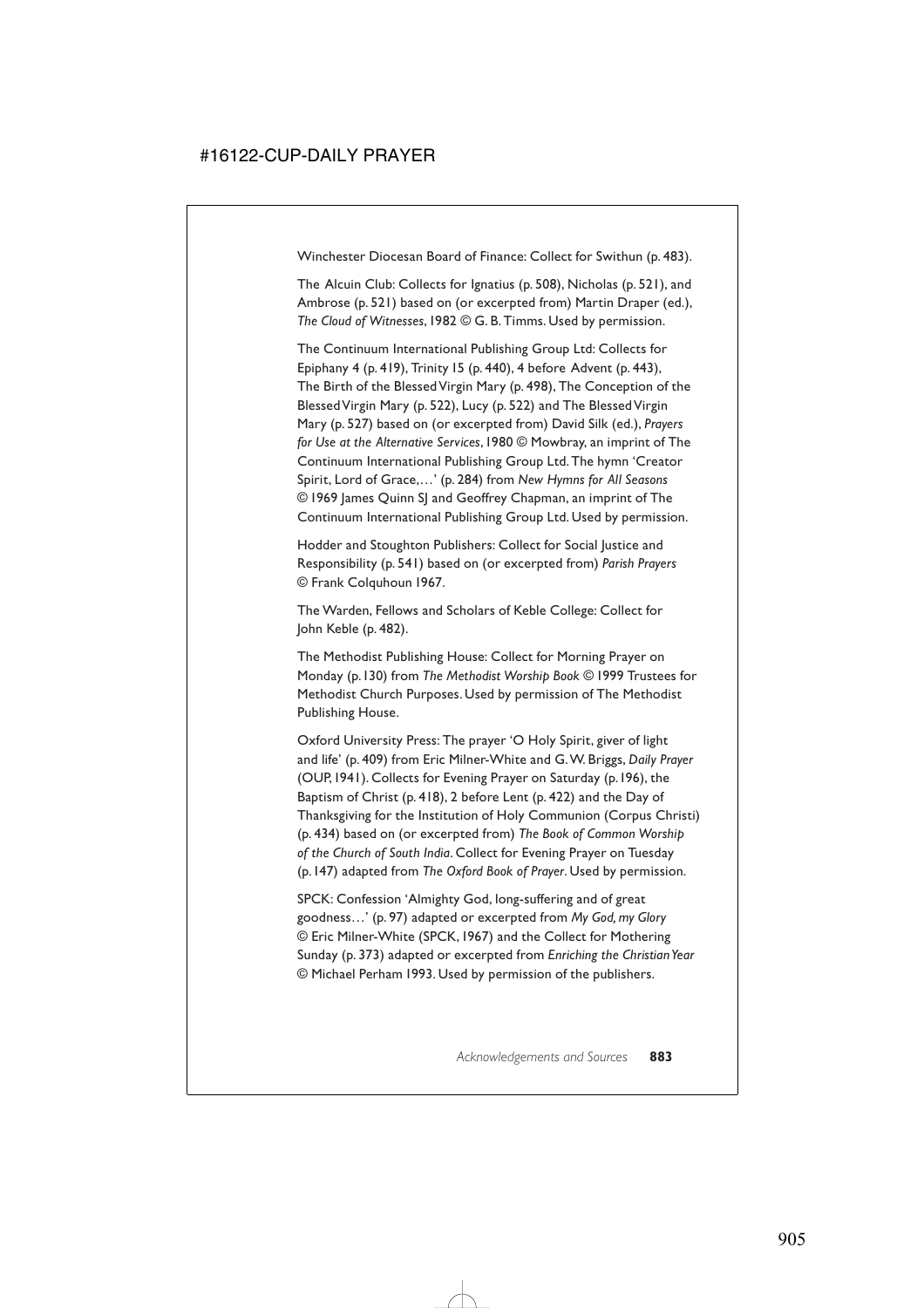Winchester Diocesan Board of Finance: Collect for Swithun (p. 483).

The Alcuin Club: Collects for Ignatius (p. 508), Nicholas (p. 521), and Ambrose (p. 521) based on (or excerpted from) Martin Draper (ed.), *The Cloud of Witnesses*, 1982 © G. B. Timms. Used by permission.

The Continuum International Publishing Group Ltd: Collects for Epiphany 4 (p. 419), Trinity 15 (p. 440), 4 before Advent (p. 443), The Birth of the Blessed Virgin Mary (p. 498), The Conception of the Blessed Virgin Mary (p. 522), Lucy (p. 522) and The Blessed Virgin Mary (p. 527) based on (or excerpted from) David Silk (ed.), *Prayers for Use at the Alternative Services*, 1980 © Mowbray, an imprint of The Continuum International Publishing Group Ltd. The hymn 'Creator Spirit, Lord of Grace,…' (p. 284) from *New Hymns for All Seasons* © 1969 James Quinn SJ and Geoffrey Chapman, an imprint of The Continuum International Publishing Group Ltd. Used by permission.

Hodder and Stoughton Publishers: Collect for Social Justice and Responsibility (p. 541) based on (or excerpted from) *Parish Prayers* © Frank Colquhoun 1967.

The Warden, Fellows and Scholars of Keble College: Collect for John Keble (p. 482).

The Methodist Publishing House: Collect for Morning Prayer on Monday (p. 130) from *The Methodist Worship Book* © 1999 Trustees for Methodist Church Purposes. Used by permission of The Methodist Publishing House.

Oxford University Press: The prayer 'O Holy Spirit, giver of light and life' (p. 409) from Eric Milner-White and G. W. Briggs, *Daily Prayer* (OUP, 1941). Collects for Evening Prayer on Saturday (p. 196), the Baptism of Christ (p. 418), 2 before Lent (p. 422) and the Day of Thanksgiving for the Institution of Holy Communion (Corpus Christi) (p. 434) based on (or excerpted from) *The Book of Common Worship of the Church of South India*. Collect for Evening Prayer on Tuesday (p. 147) adapted from *The Oxford Book of Prayer*. Used by permission.

SPCK: Confession 'Almighty God, long-suffering and of great goodness…' (p. 97) adapted or excerpted from *My God, my Glory* © Eric Milner-White (SPCK, 1967) and the Collect for Mothering Sunday (p. 373) adapted or excerpted from *Enriching the Christian Year* © Michael Perham 1993. Used by permission of the publishers.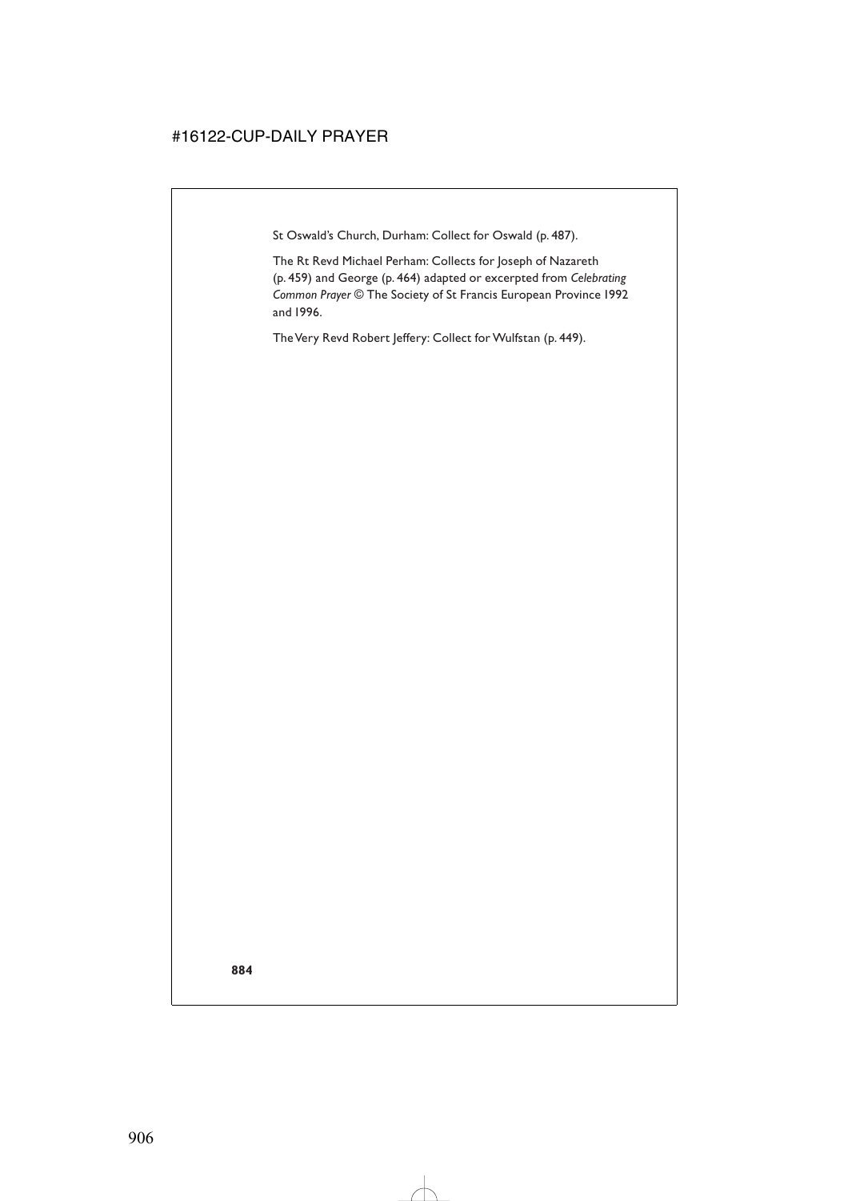St Oswald's Church, Durham: Collect for Oswald (p. 487).

The Rt Revd Michael Perham: Collects for Joseph of Nazareth (p. 459) and George (p. 464) adapted or excerpted from *Celebrating Common Prayer* © The Society of St Francis European Province 1992 and 1996.

The Very Revd Robert Jeffery: Collect for Wulfstan (p. 449).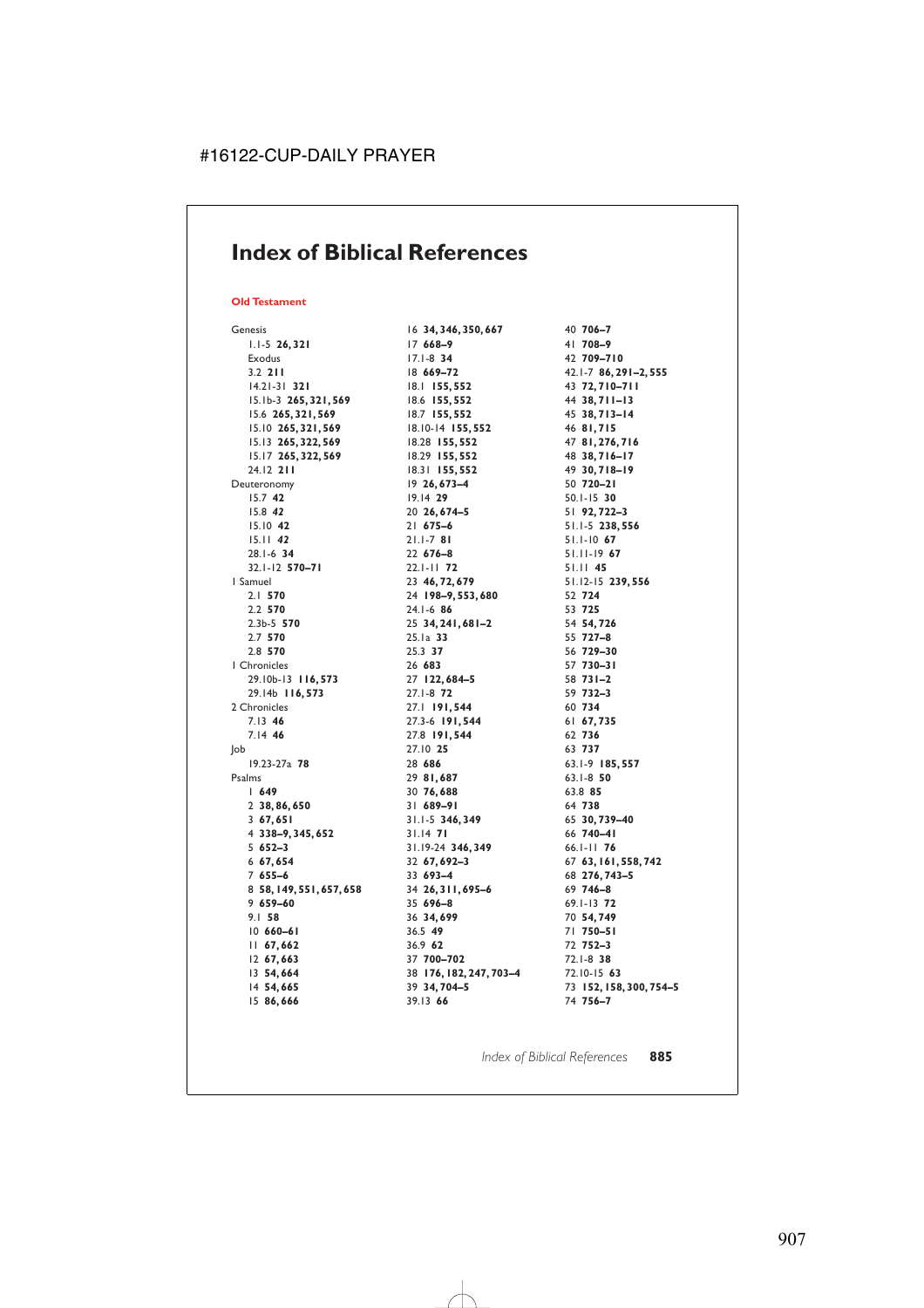# Index of Biblical References

**Old Testament**

Genesis
- 1.1-5 **26, 321**

Exodus
- 3.2 **211**
- 14.21-31 **321**
- 15.1b-3 **265, 321, 569**
- 15.6 **265, 321, 569**
- 15.10 **265, 321, 569**
- 15.13 **265, 322, 569**
- 15.17 **265, 322, 569**
- 24.12 **211**

Deuteronomy
- 15.7 **42**
- 15.8 **42**
- 15.10 **42**
- 15.11 **42**
- 28.1-6 **34**
- 32.1-12 **570–71**

1 Samuel
- 2.1 **570**
- 2.2 **570**
- 2.3b-5 **570**
- 2.7 **570**
- 2.8 **570**

1 Chronicles
- 29.10b-13 **116, 573**
- 29.14b **116, 573**

2 Chronicles
- 7.13 **46**
- 7.14 **46**

Job
- 19.23-27a **78**

Psalms
- 1 **649**
- 2 **38, 86, 650**
- 3 **67, 651**
- 4 **338–9, 345, 652**
- 5 **652–3**
- 6 **67, 654**
- 7 **655–6**
- 8 **58, 149, 551, 657, 658**
- 9 **659–60**
- 9.1 **58**
- 10 **660–61**
- 11 **67, 662**
- 12 **67, 663**
- 13 **54, 664**
- 14 **54, 665**
- 15 **86, 666**
- 16 **34, 346, 350, 667**
- 17 **668–9**
- 17.1-8 **34**
- 18 **669–72**
- 18.1 **155, 552**
- 18.6 **155, 552**
- 18.7 **155, 552**
- 18.10-14 **155, 552**
- 18.28 **155, 552**
- 18.29 **155, 552**
- 18.31 **155, 552**
- 19 **26, 673–4**
- 19.14 **29**
- 20 **26, 674–5**
- 21 **675–6**
- 21.1-7 **81**
- 22 **676–8**
- 22.1-11 **72**
- 23 **46, 72, 679**
- 24 **198–9, 553, 680**
- 24.1-6 **86**
- 25 **34, 241, 681–2**
- 25.1a **33**
- 25.3 **37**
- 26 **683**
- 27 **122, 684–5**
- 27.1-8 **72**
- 27.1 **191, 544**
- 27.3-6 **191, 544**
- 27.8 **191, 544**
- 27.10 **25**
- 28 **686**
- 29 **81, 687**
- 30 **76, 688**
- 31 **689–91**
- 31.1-5 **346, 349**
- 31.14 **71**
- 31.19-24 **346, 349**
- 32 **67, 692–3**
- 33 **693–4**
- 34 **26, 311, 695–6**
- 35 **696–8**
- 36 **34, 699**
- 36.5 **49**
- 36.9 **62**
- 37 **700–702**
- 38 **176, 182, 247, 703–4**
- 39 **34, 704–5**
- 39.13 **66**
- 40 **706–7**
- 41 **708–9**
- 42 **709–710**
- 42.1-7 **86, 291–2, 555**
- 43 **72, 710–711**
- 44 **38, 711–13**
- 45 **38, 713–14**
- 46 **81, 715**
- 47 **81, 276, 716**
- 48 **38, 716–17**
- 49 **30, 718–19**
- 50 **720–21**
- 50.1-15 **30**
- 51 **92, 722–3**
- 51.1-5 **238, 556**
- 51.1-10 **67**
- 51.11-19 **67**
- 51.11 **45**
- 51.12-15 **239, 556**
- 52 **724**
- 53 **725**
- 54 **54, 726**
- 55 **727–8**
- 56 **729–30**
- 57 **730–31**
- 58 **731–2**
- 59 **732–3**
- 60 **734**
- 61 **67, 735**
- 62 **736**
- 63 **737**
- 63.1-9 **185, 557**
- 63.1-8 **50**
- 63.8 **85**
- 64 **738**
- 65 **30, 739–40**
- 66 **740–41**
- 66.1-11 **76**
- 67 **63, 161, 558, 742**
- 68 **276, 743–5**
- 69 **746–8**
- 69.1-13 **72**
- 70 **54, 749**
- 71 **750–51**
- 72 **752–3**
- 72.1-8 **38**
- 72.10-15 **63**
- 73 **152, 158, 300, 754–5**
- 74 **756–7**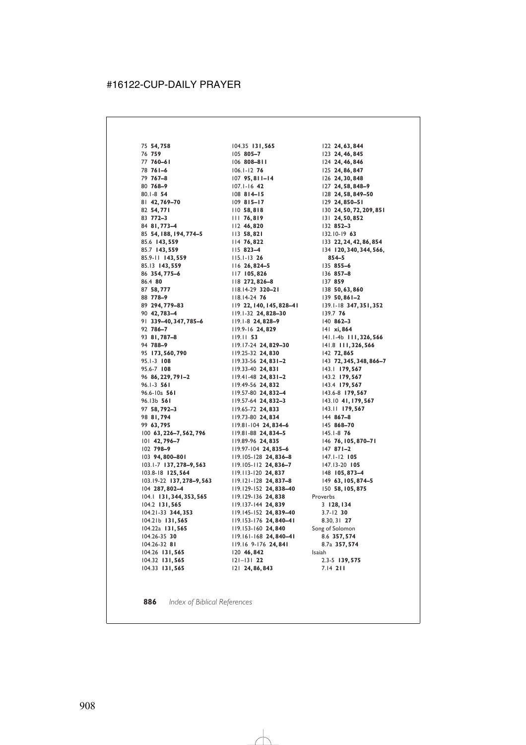75 **54, 758**
76 **759**
77 **760–61**
78 **761–6**
79 **767–8**
80 **768–9**
80.1-8 **54**
81 **42, 769–70**
82 **54, 771**
83 **772–3**
84 **81, 773–4**
85 **54, 188, 194, 774–5**
85.6 **143, 559**
85.7 **143, 559**
85.9-11 **143, 559**
85.13 **143, 559**
86 **354, 775–6**
86.4 **80**
87 **58, 777**
88 **778–9**
89 **294, 779–83**
90 **42, 783–4**
91 **339–40, 347, 785–6**
92 **786–7**
93 **81, 787–8**
94 **788–9**
95 **173, 560, 790**
95.1-3 **108**
95.6-7 **108**
96 **86, 229, 791–2**
96.1-3 **561**
96.6-10a **561**
96.13b **561**
97 **58, 792–3**
98 **81, 794**
99 **63, 795**
100 **63, 226–7, 562, 796**
101 **42, 796–7**
102 **798–9**
103 **94, 800–801**
103.1-7 **137, 278–9, 563**
103.8-18 **125, 564**
103.19-22 **137, 278–9, 563**
104 **287, 802–4**
104.1 **131, 344, 353, 565**
104.2 **131, 565**
104.21-33 **344, 353**
104.21b **131, 565**
104.22a **131, 565**
104.26-35 **30**
104.26-32 **81**
104.26 **131, 565**
104.32 **131, 565**
104.33 **131, 565**
104.35 **131, 565**
105 **805–7**
106 **808–811**
106.1-12 **76**
107 **95, 811–14**
107.1-16 **42**
108 **814–15**
109 **815–17**
110 **58, 818**
111 **76, 819**
112 **46, 820**
113 **58, 821**
114 **76, 822**
115 **823–4**
115.1-13 **26**
116 **26, 824–5**
117 **105, 826**
118 **272, 826–8**
118.14-29 **320–21**
118.14-24 **76**
119 **22, 140, 145, 828–41**
119.1-32 **24, 828–30**
119.1-8 **24, 828–9**
119.9-16 **24, 829**
119.11 **53**
119.17-24 **24, 829–30**
119.25-32 **24, 830**
119.33-56 **24, 831–2**
119.33-40 **24, 831**
119.41-48 **24, 831–2**
119.49-56 **24, 832**
119.57-80 **24, 832–4**
119.57-64 **24, 832–3**
119.65-72 **24, 833**
119.73-80 **24, 834**
119.81-104 **24, 834–6**
119.81-88 **24, 834–5**
119.89-96 **24, 835**
119.97-104 **24, 835–6**
119.105-128 **24, 836–8**
119.105-112 **24, 836–7**
119.113-120 **24, 837**
119.121-128 **24, 837–8**
119.129-152 **24, 838–40**
119.129-136 **24, 838**
119.137-144 **24, 839**
119.145-152 **24, 839–40**
119.153-176 **24, 840–41**
119.153-160 **24, 840**
119.161-168 **24, 840–41**
119.16 9-176 **24, 841**
120 **46, 842**
121–131 **22**
121 **24, 86, 843**
122 **24, 63, 844**
123 **24, 46, 845**
124 **24, 46, 846**
125 **24, 86, 847**
126 **24, 30, 848**
127 **24, 58, 848–9**
128 **24, 58, 849–50**
129 **24, 850–51**
130 **24, 50, 72, 209, 851**
131 **24, 50, 852**
132 **852–3**
132.10-19 **63**
133 **22, 24, 42, 86, 854**
134 **120, 340, 344, 566, 854–5**
135 **855–6**
136 **857–8**
137 **859**
138 **50, 63, 860**
139 **50, 861–2**
139.1-18 **347, 351, 352**
139.7 **76**
140 **862–3**
141 **xi, 864**
141.1-4b **111, 326, 566**
141.8 **111, 326, 566**
142 **72, 865**
143 **72, 345, 348, 866–7**
143.1 **179, 567**
143.2 **179, 567**
143.4 **179, 567**
143.6-8 **179, 567**
143.10 **41, 179, 567**
143.11 **179, 567**
144 **867–8**
145 **868–70**
145.1-8 **76**
146 **76, 105, 870–71**
147 **871–2**
147.1-12 **105**
147.13-20 **105**
148 **105, 873–4**
149 **63, 105, 874–5**
150 **58, 105, 875**

Proverbs
3 **128, 134**
3.7-12 **30**
8.30, 31 **27**

Song of Solomon
8.6 **357, 574**
8.7a **357, 574**

Isaiah
2.3-5 **139, 575**
7.14 **211**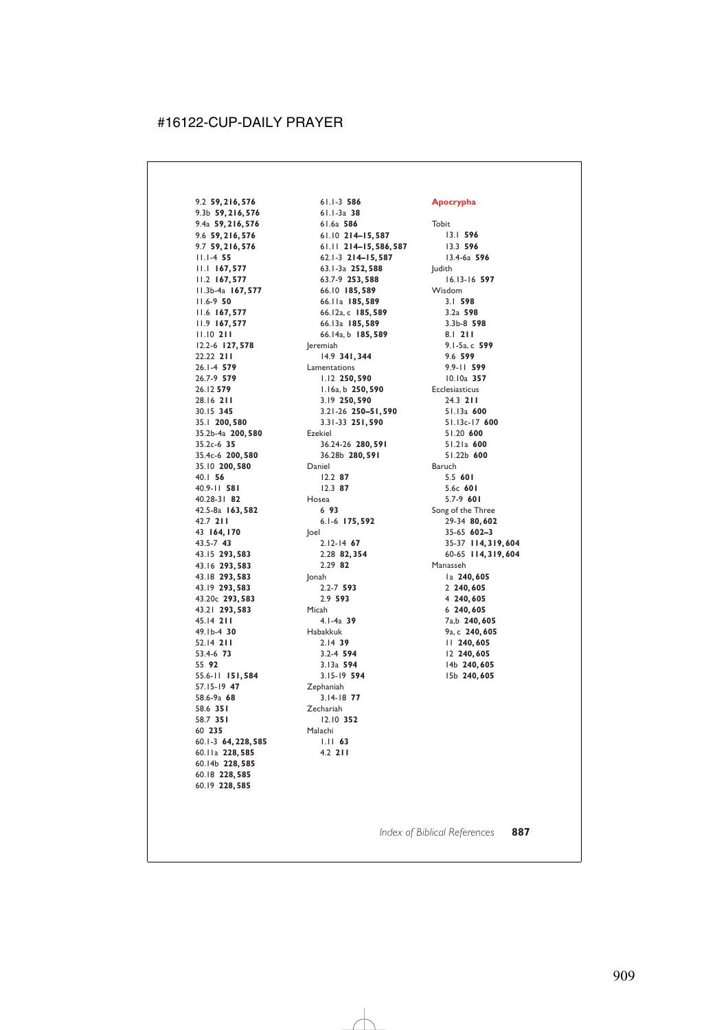9.2 **59, 216, 576**
9.3b **59, 216, 576**
9.4a **59, 216, 576**
9.6 **59, 216, 576**
9.7 **59, 216, 576**
11.1-4 **55**
11.1 **167, 577**
11.2 **167, 577**
11.3b-4a **167, 577**
11.6-9 **50**
11.6 **167, 577**
11.9 **167, 577**
11.10 **211**
12.2-6 **127, 578**
22.22 **211**
26.1-4 **579**
26.7-9 **579**
26.12 **579**
28.16 **211**
30.15 **345**
35.1 **200, 580**
35.2b-4a **200, 580**
35.2c-6 **35**
35.4c-6 **200, 580**
35.10 **200, 580**
40.1 **56**
40.9-11 **581**
40.28-31 **82**
42.5-8a **163, 582**
42.7 **211**
43 **164, 170**
43.5-7 **43**
43.15 **293, 583**
43.16 **293, 583**
43.18 **293, 583**
43.19 **293, 583**
43.20c **293, 583**
43.21 **293, 583**
45.14 **211**
49.1b-4 **30**
52.14 **211**
53.4-6 **73**
55 **92**
55.6-11 **151, 584**
57.15-19 **47**
58.6-9a **68**
58.6 **351**
58.7 **351**
60 **235**
60.1-3 **64, 228, 585**
60.11a **228, 585**
60.14b **228, 585**
60.18 **228, 585**
60.19 **228, 585**
61.1-3 **586**
61.1-3a **38**
61.6a **586**
61.10 **214–15, 587**
61.11 **214–15, 586, 587**
62.1-3 **214–15, 587**
63.1-3a **252, 588**
63.7-9 **253, 588**
66.10 **185, 589**
66.11a **185, 589**
66.12a, c **185, 589**
66.13a **185, 589**
66.14a, b **185, 589**

Jeremiah
14.9 **341, 344**

Lamentations
1.12 **250, 590**
1.16a, b **250, 590**
3.19 **250, 590**
3.21-26 **250–51, 590**
3.31-33 **251, 590**

Ezekiel
36.24-26 **280, 591**
36.28b **280, 591**

Daniel
12.2 **87**
12.3 **87**

Hosea
6 **93**
6.1-6 **175, 592**

Joel
2.12-14 **67**
2.28 **82, 354**
2.29 **82**

Jonah
2.2-7 **593**
2.9 **593**

Micah
4.1-4a **39**

Habakkuk
2.14 **39**
3.2-4 **594**
3.13a **594**
3.15-19 **594**

Zephaniah
3.14-18 **77**

Zechariah
12.10 **352**

Malachi
1.11 **63**
4.2 **211**

## Apocrypha

Tobit
13.1 **596**
13.3 **596**
13.4-6a **596**

Judith
16.13-16 **597**

Wisdom
3.1 **598**
3.2a **598**
3.3b-8 **598**
8.1 **211**
9.1-5a, c **599**
9.6 **599**
9.9-11 **599**
10.10a **357**

Ecclesiasticus
24.3 **211**
51.13a **600**
51.13c-17 **600**
51.20 **600**
51.21a **600**
51.22b **600**

Baruch
5.5 **601**
5.6c **601**
5.7-9 **601**

Song of the Three
29-34 **80, 602**
35-65 **602–3**
35-37 **114, 319, 604**
60-65 **114, 319, 604**

Manasseh
1a **240, 605**
2 **240, 605**
4 **240, 605**
6 **240, 605**
7a,b **240, 605**
9a, c **240, 605**
11 **240, 605**
12 **240, 605**
14b **240, 605**
15b **240, 605**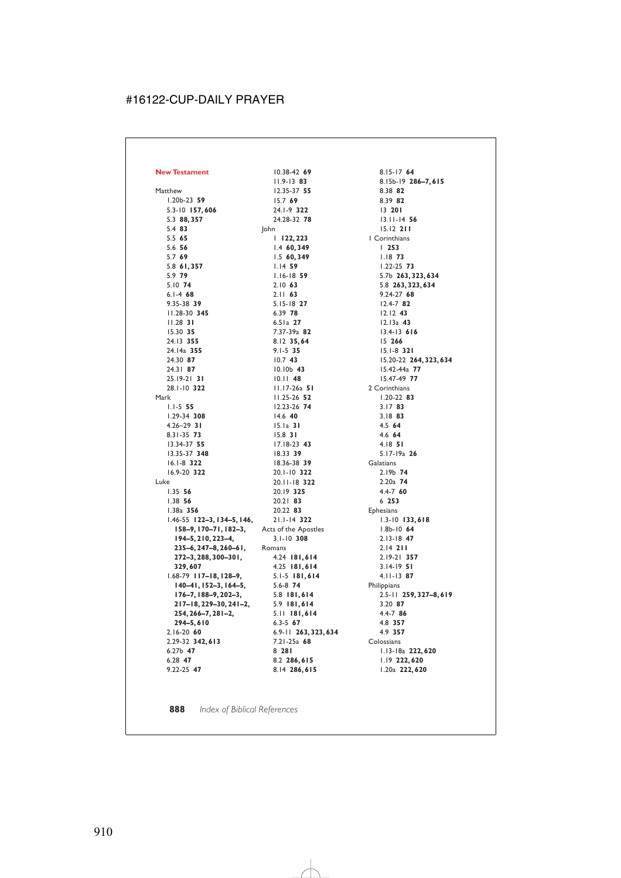## New Testament

Matthew
- 1.20b-23 **59**
- 5.3-10 **157, 606**
- 5.3 **88, 357**
- 5.4 **83**
- 5.5 **65**
- 5.6 **56**
- 5.7 **69**
- 5.8 **61, 357**
- 5.9 **79**
- 5.10 **74**
- 6.1-4 **68**
- 9.35-38 **39**
- 11.28-30 **345**
- 11.28 **31**
- 15.30 **35**
- 24.13 **355**
- 24.14a **355**
- 24.30 **87**
- 24.31 **87**
- 25.19-21 **31**
- 28.1-10 **322**

Mark
- 1.1-5 **55**
- 1.29-34 **308**
- 4.26–29 **31**
- 8.31-35 **73**
- 13.34-37 **55**
- 13.35-37 **348**
- 16.1-8 **322**
- 16.9-20 **322**

Luke
- 1.35 **56**
- 1.38 **56**
- 1.38a **356**
- 1.46-55 **122–3, 134–5, 146, 158–9, 170–71, 182–3, 194–5, 210, 223–4, 235–6, 247–8, 260–61, 272–3, 288, 300–301, 329, 607**
- 1.68-79 **117–18, 128–9, 140–41, 152–3, 164–5, 176–7, 188–9, 202–3, 217–18, 229–30, 241–2, 254, 266–7, 281–2, 294–5, 610**
- 2.16-20 **60**
- 2.29-32 **342, 613**
- 6.27b **47**
- 6.28 **47**
- 9.22-25 **47**
- 10.38-42 **69**
- 11.9-13 **83**
- 12.35-37 **55**
- 15.7 **69**
- 24.1-9 **322**
- 24.28-32 **78**

John
- 1 **122, 223**
- 1.4 **60, 349**
- 1.5 **60, 349**
- 1.14 **59**
- 1.16-18 **59**
- 2.10 **63**
- 2.11 **63**
- 5.15-18 **27**
- 6.39 **78**
- 6.51a **27**
- 7.37-39a **82**
- 8.12 **35, 64**
- 9.1-5 **35**
- 10.7 **43**
- 10.10b **43**
- 10.11 **48**
- 11.17-26a **51**
- 11.25-26 **52**
- 12.23-26 **74**
- 14.6 **40**
- 15.1a **31**
- 15.8 **31**
- 17.18-23 **43**
- 18.33 **39**
- 18.36-38 **39**
- 20.1-10 **322**
- 20.11-18 **322**
- 20.19 **325**
- 20.21 **83**
- 20.22 **83**
- 21.1-14 **322**

Acts of the Apostles
- 3.1-10 **308**

Romans
- 4.24 **181, 614**
- 4.25 **181, 614**
- 5.1-5 **181, 614**
- 5.6-8 **74**
- 5.8 **181, 614**
- 5.9 **181, 614**
- 5.11 **181, 614**
- 6.3-5 **67**
- 6.9-11 **263, 323, 634**
- 7.21-25a **68**
- 8 **281**
- 8.2 **286, 615**
- 8.14 **286, 615**
- 8.15-17 **64**
- 8.15b-19 **286–7, 615**
- 8.38 **82**
- 8.39 **82**
- 13 **201**
- 13.11-14 **56**
- 15.12 **211**

1 Corinthians
- 1 **253**
- 1.18 **73**
- 1.22-25 **73**
- 5.7b **263, 323, 634**
- 5.8 **263, 323, 634**
- 9.24-27 **68**
- 12.4-7 **82**
- 12.12 **43**
- 12.13a **43**
- 13.4-13 **616**
- 15 **266**
- 15.1-8 **321**
- 15.20-22 **264, 323, 634**
- 15.42-44a **77**
- 15.47-49 **77**

2 Corinthians
- 1.20-22 **83**
- 3.17 **83**
- 3.18 **83**
- 4.5 **64**
- 4.6 **64**
- 4.18 **51**
- 5.17-19a **26**

Galatians
- 2.19b **74**
- 2.20a **74**
- 4.4-7 **60**
- 6 **253**

Ephesians
- 1.3-10 **133, 618**
- 1.8b-10 **64**
- 2.13-18 **47**
- 2.14 **211**
- 2.19-21 **357**
- 3.14-19 **51**
- 4.11-13 **87**

Philippians
- 2.5-11 **259, 327–8, 619**
- 3.20 **87**
- 4.4-7 **86**
- 4.8 **357**
- 4.9 **357**

Colossians
- 1.13-18a **222, 620**
- 1.19 **222, 620**
- 1.20a **222, 620**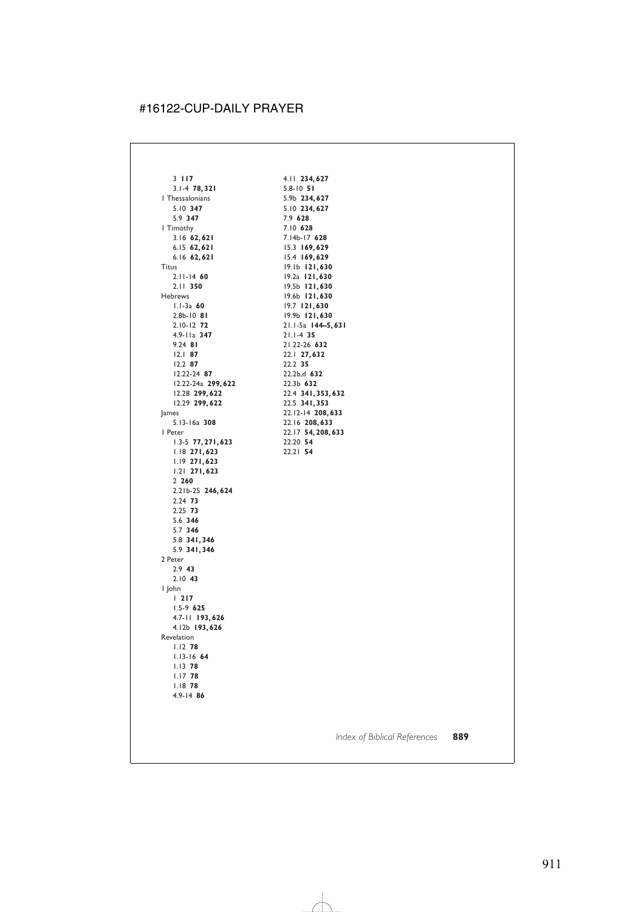3 **117**
3.1-4 **78, 321**

I Thessalonians
5.10 **347**
5.9 **347**

I Timothy
3.16 **62, 621**
6.15 **62, 621**
6.16 **62, 621**

Titus
2.11-14 **60**
2.11 **350**

Hebrews
1.1-3a **60**
2.8b-10 **81**
2.10-12 **72**
4.9-11a **347**
9.24 **81**
12.1 **87**
12.2 **87**
12.22-24 **87**
12.22-24a **299, 622**
12.28 **299, 622**
12.29 **299, 622**

James
5.13-16a **308**

I Peter
1.3-5 **77, 271, 623**
1.18 **271, 623**
1.19 **271, 623**
1.21 **271, 623**
2 **260**
2.21b-25 **246, 624**
2.24 **73**
2.25 **73**
5.6 **346**
5.7 **346**
5.8 **341, 346**
5.9 **341, 346**

2 Peter
2.9 **43**
2.10 **43**

I John
1 **217**
1.5-9 **625**
4.7-11 **193, 626**
4.12b **193, 626**

Revelation
1.12 **78**
1.13-16 **64**
1.13 **78**
1.17 **78**
1.18 **78**
4.9-14 **86**
4.11 **234, 627**
5.8-10 **51**
5.9b **234, 627**
5.10 **234, 627**
7.9 **628**
7.10 **628**
7.14b-17 **628**
15.3 **169, 629**
15.4 **169, 629**
19.1b **121, 630**
19.2a **121, 630**
19.5b **121, 630**
19.6b **121, 630**
19.7 **121, 630**
19.9b **121, 630**
21.1-5a **144–5, 631**
21.1-4 **35**
21.22-26 **632**
22.1 **27, 632**
22.2 **35**
22.2b,d **632**
22.3b **632**
22.4 **341, 353, 632**
22.5 **341, 353**
22.12-14 **208, 633**
22.16 **208, 633**
22.17 **54, 208, 633**
22.20 **54**
22.21 **54**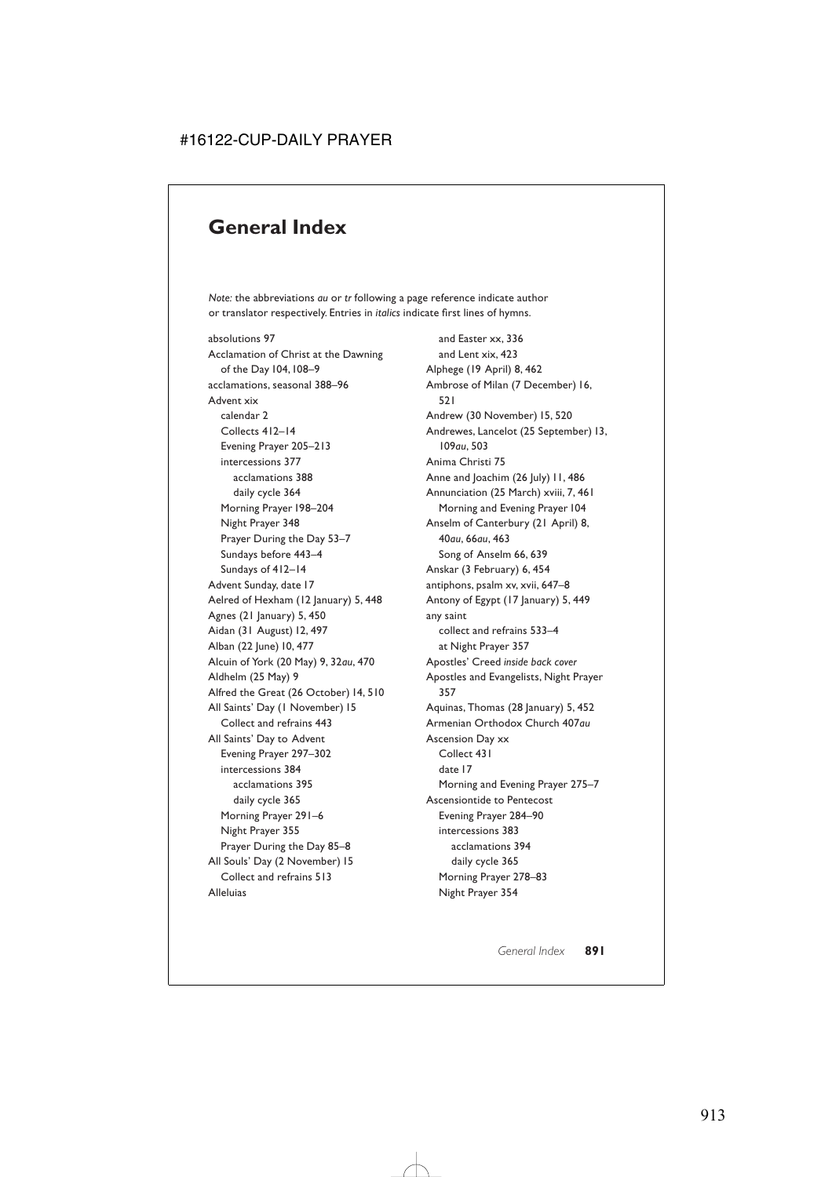# General Index

*Note:* the abbreviations *au* or *tr* following a page reference indicate author or translator respectively. Entries in *italics* indicate first lines of hymns.

absolutions 97
Acclamation of Christ at the Dawning of the Day 104, 108–9
acclamations, seasonal 388–96
Advent xix
  calendar 2
  Collects 412–14
  Evening Prayer 205–213
  intercessions 377
    acclamations 388
    daily cycle 364
  Morning Prayer 198–204
  Night Prayer 348
  Prayer During the Day 53–7
  Sundays before 443–4
  Sundays of 412–14
Advent Sunday, date 17
Aelred of Hexham (12 January) 5, 448
Agnes (21 January) 5, 450
Aidan (31 August) 12, 497
Alban (22 June) 10, 477
Alcuin of York (20 May) 9, 32*au*, 470
Aldhelm (25 May) 9
Alfred the Great (26 October) 14, 510
All Saints' Day (1 November) 15
  Collect and refrains 443
All Saints' Day to Advent
  Evening Prayer 297–302
  intercessions 384
    acclamations 395
    daily cycle 365
  Morning Prayer 291–6
  Night Prayer 355
  Prayer During the Day 85–8
All Souls' Day (2 November) 15
  Collect and refrains 513
Alleluias
  and Easter xx, 336
  and Lent xix, 423
Alphege (19 April) 8, 462
Ambrose of Milan (7 December) 16, 521
Andrew (30 November) 15, 520
Andrewes, Lancelot (25 September) 13, 109*au*, 503
Anima Christi 75
Anne and Joachim (26 July) 11, 486
Annunciation (25 March) xviii, 7, 461
  Morning and Evening Prayer 104
Anselm of Canterbury (21 April) 8, 40*au*, 66*au*, 463
  Song of Anselm 66, 639
Anskar (3 February) 6, 454
antiphons, psalm xv, xvii, 647–8
Antony of Egypt (17 January) 5, 449
any saint
  collect and refrains 533–4
  at Night Prayer 357
Apostles' Creed *inside back cover*
Apostles and Evangelists, Night Prayer 357
Aquinas, Thomas (28 January) 5, 452
Armenian Orthodox Church 407*au*
Ascension Day xx
  Collect 431
  date 17
  Morning and Evening Prayer 275–7
Ascensiontide to Pentecost
  Evening Prayer 284–90
  intercessions 383
    acclamations 394
    daily cycle 365
  Morning Prayer 278–83
  Night Prayer 354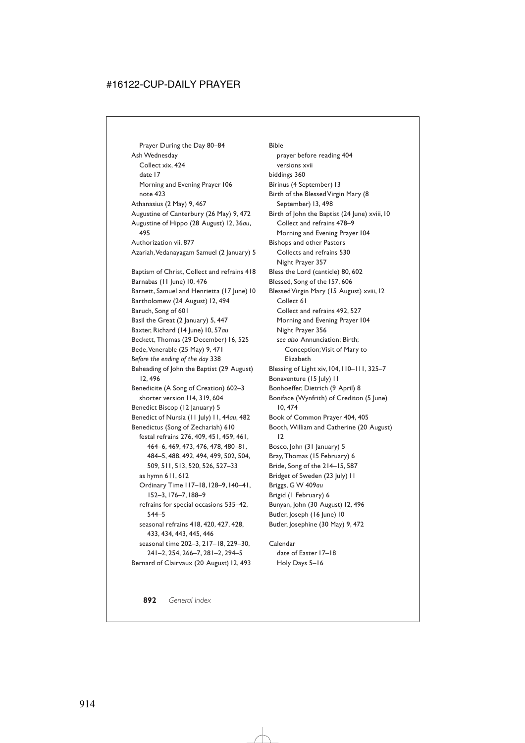Prayer During the Day 80–84

Ash Wednesday
- Collect xix, 424
- date 17
- Morning and Evening Prayer 106
- note 423

Athanasius (2 May) 9, 467

Augustine of Canterbury (26 May) 9, 472

Augustine of Hippo (28 August) 12, 36*au*, 495

Authorization vii, 877

Azariah, Vedanayagam Samuel (2 January) 5

Baptism of Christ, Collect and refrains 418

Barnabas (11 June) 10, 476

Barnett, Samuel and Henrietta (17 June) 10

Bartholomew (24 August) 12, 494

Baruch, Song of 601

Basil the Great (2 January) 5, 447

Baxter, Richard (14 June) 10, 57*au*

Beckett, Thomas (29 December) 16, 525

Bede, Venerable (25 May) 9, 471

*Before the ending of the day* 338

Beheading of John the Baptist (29 August) 12, 496

Benedicite (A Song of Creation) 602–3
- shorter version 114, 319, 604

Benedict Biscop (12 January) 5

Benedict of Nursia (11 July) 11, 44*au*, 482

Benedictus (Song of Zechariah) 610
- festal refrains 276, 409, 451, 459, 461, 464–6, 469, 473, 476, 478, 480–81, 484–5, 488, 492, 494, 499, 502, 504, 509, 511, 513, 520, 526, 527–33
- as hymn 611, 612
- Ordinary Time 117–18, 128–9, 140–41, 152–3, 176–7, 188–9
- refrains for special occasions 535–42, 544–5
- seasonal refrains 418, 420, 427, 428, 433, 434, 443, 445, 446
- seasonal time 202–3, 217–18, 229–30, 241–2, 254, 266–7, 281–2, 294–5

Bernard of Clairvaux (20 August) 12, 493

Bible
- prayer before reading 404
- versions xvii

biddings 360

Birinus (4 September) 13

Birth of the Blessed Virgin Mary (8 September) 13, 498

Birth of John the Baptist (24 June) xviii, 10
- Collect and refrains 478–9
- Morning and Evening Prayer 104

Bishops and other Pastors
- Collects and refrains 530
- Night Prayer 357

Bless the Lord (canticle) 80, 602

Blessed, Song of the 157, 606

Blessed Virgin Mary (15 August) xviii, 12
- Collect 61
- Collect and refrains 492, 527
- Morning and Evening Prayer 104
- Night Prayer 356
- *see also* Annunciation; Birth; Conception; Visit of Mary to Elizabeth

Blessing of Light xiv, 104, 110–111, 325–7

Bonaventure (15 July) 11

Bonhoeffer, Dietrich (9 April) 8

Boniface (Wynfrith) of Crediton (5 June) 10, 474

Book of Common Prayer 404, 405

Booth, William and Catherine (20 August) 12

Bosco, John (31 January) 5

Bray, Thomas (15 February) 6

Bride, Song of the 214–15, 587

Bridget of Sweden (23 July) 11

Briggs, G W 409*au*

Brigid (1 February) 6

Bunyan, John (30 August) 12, 496

Butler, Joseph (16 June) 10

Butler, Josephine (30 May) 9, 472

Calendar
- date of Easter 17–18
- Holy Days 5–16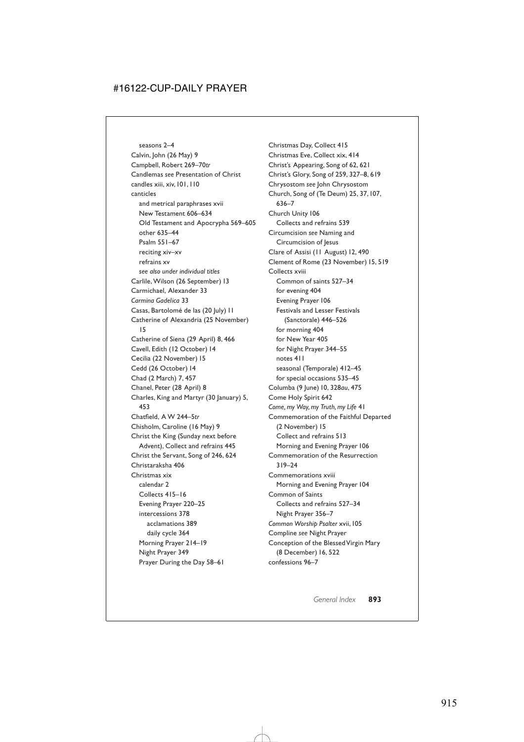seasons 2–4
Calvin, John (26 May) 9
Campbell, Robert 269–70*tr*
Candlemas *see* Presentation of Christ
candles xiii, xiv, 101, 110
canticles
    and metrical paraphrases xvii
    New Testament 606–634
    Old Testament and Apocrypha 569–605
    other 635–44
    Psalm 551–67
    reciting xiv–xv
    refrains xv
    *see also under individual titles*
Carlile, Wilson (26 September) 13
Carmichael, Alexander 33
*Carmina Gadelica* 33
Casas, Bartolomé de las (20 July) 11
Catherine of Alexandria (25 November) 15
Catherine of Siena (29 April) 8, 466
Cavell, Edith (12 October) 14
Cecilia (22 November) 15
Cedd (26 October) 14
Chad (2 March) 7, 457
Chanel, Peter (28 April) 8
Charles, King and Martyr (30 January) 5, 453
Chatfield, A W 244–5*tr*
Chisholm, Caroline (16 May) 9
Christ the King (Sunday next before Advent), Collect and refrains 445
Christ the Servant, Song of 246, 624
Christaraksha 406
Christmas xix
    calendar 2
    Collects 415–16
    Evening Prayer 220–25
    intercessions 378
        acclamations 389
        daily cycle 364
    Morning Prayer 214–19
    Night Prayer 349
    Prayer During the Day 58–61
Christmas Day, Collect 415
Christmas Eve, Collect xix, 414
Christ's Appearing, Song of 62, 621
Christ's Glory, Song of 259, 327–8, 619
Chrysostom *see* John Chrysostom
Church, Song of (Te Deum) 25, 37, 107, 636–7
Church Unity 106
    Collects and refrains 539
Circumcision *see* Naming and Circumcision of Jesus
Clare of Assisi (11 August) 12, 490
Clement of Rome (23 November) 15, 519
Collects xviii
    Common of saints 527–34
    for evening 404
    Evening Prayer 106
    Festivals and Lesser Festivals (Sanctorale) 446–526
    for morning 404
    for New Year 405
    for Night Prayer 344–55
    notes 411
    seasonal (Temporale) 412–45
    for special occasions 535–45
Columba (9 June) 10, 328*au*, 475
Come Holy Spirit 642
*Come, my Way, my Truth, my Life* 41
Commemoration of the Faithful Departed (2 November) 15
    Collect and refrains 513
    Morning and Evening Prayer 106
Commemoration of the Resurrection 319–24
Commemorations xviii
    Morning and Evening Prayer 104
Common of Saints
    Collects and refrains 527–34
    Night Prayer 356–7
*Common Worship Psalter* xvii, 105
Compline *see* Night Prayer
Conception of the Blessed Virgin Mary (8 December) 16, 522
confessions 96–7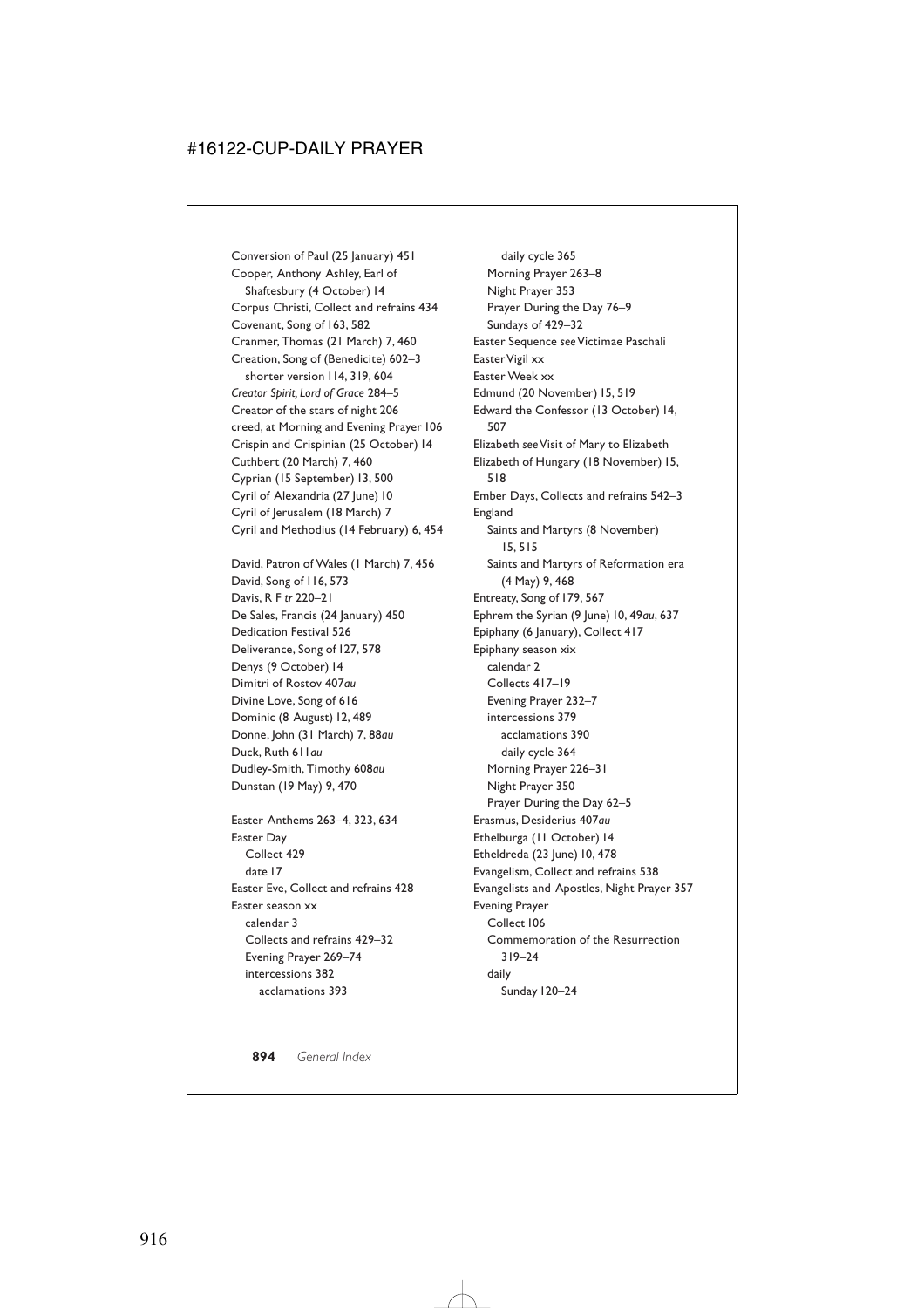Conversion of Paul (25 January) 451
Cooper, Anthony Ashley, Earl of Shaftesbury (4 October) 14
Corpus Christi, Collect and refrains 434
Covenant, Song of 163, 582
Cranmer, Thomas (21 March) 7, 460
Creation, Song of (Benedicite) 602–3
  shorter version 114, 319, 604
*Creator Spirit, Lord of Grace* 284–5
Creator of the stars of night 206
creed, at Morning and Evening Prayer 106
Crispin and Crispinian (25 October) 14
Cuthbert (20 March) 7, 460
Cyprian (15 September) 13, 500
Cyril of Alexandria (27 June) 10
Cyril of Jerusalem (18 March) 7
Cyril and Methodius (14 February) 6, 454

David, Patron of Wales (1 March) 7, 456
David, Song of 116, 573
Davis, R F *tr* 220–21
De Sales, Francis (24 January) 450
Dedication Festival 526
Deliverance, Song of 127, 578
Denys (9 October) 14
Dimitri of Rostov 407*au*
Divine Love, Song of 616
Dominic (8 August) 12, 489
Donne, John (31 March) 7, 88*au*
Duck, Ruth 611*au*
Dudley-Smith, Timothy 608*au*
Dunstan (19 May) 9, 470

Easter Anthems 263–4, 323, 634
Easter Day
  Collect 429
  date 17
Easter Eve, Collect and refrains 428
Easter season xx
  calendar 3
  Collects and refrains 429–32
  Evening Prayer 269–74
  intercessions 382
    acclamations 393
    daily cycle 365
  Morning Prayer 263–8
  Night Prayer 353
  Prayer During the Day 76–9
  Sundays of 429–32
Easter Sequence *see* Victimae Paschali
Easter Vigil xx
Easter Week xx
Edmund (20 November) 15, 519
Edward the Confessor (13 October) 14, 507
Elizabeth *see* Visit of Mary to Elizabeth
Elizabeth of Hungary (18 November) 15, 518
Ember Days, Collects and refrains 542–3
England
  Saints and Martyrs (8 November) 15, 515
  Saints and Martyrs of Reformation era (4 May) 9, 468
Entreaty, Song of 179, 567
Ephrem the Syrian (9 June) 10, 49*au*, 637
Epiphany (6 January), Collect 417
Epiphany season xix
  calendar 2
  Collects 417–19
  Evening Prayer 232–7
  intercessions 379
    acclamations 390
    daily cycle 364
  Morning Prayer 226–31
  Night Prayer 350
  Prayer During the Day 62–5
Erasmus, Desiderius 407*au*
Ethelburga (11 October) 14
Etheldreda (23 June) 10, 478
Evangelism, Collect and refrains 538
Evangelists and Apostles, Night Prayer 357
Evening Prayer
  Collect 106
  Commemoration of the Resurrection 319–24
  daily
    Sunday 120–24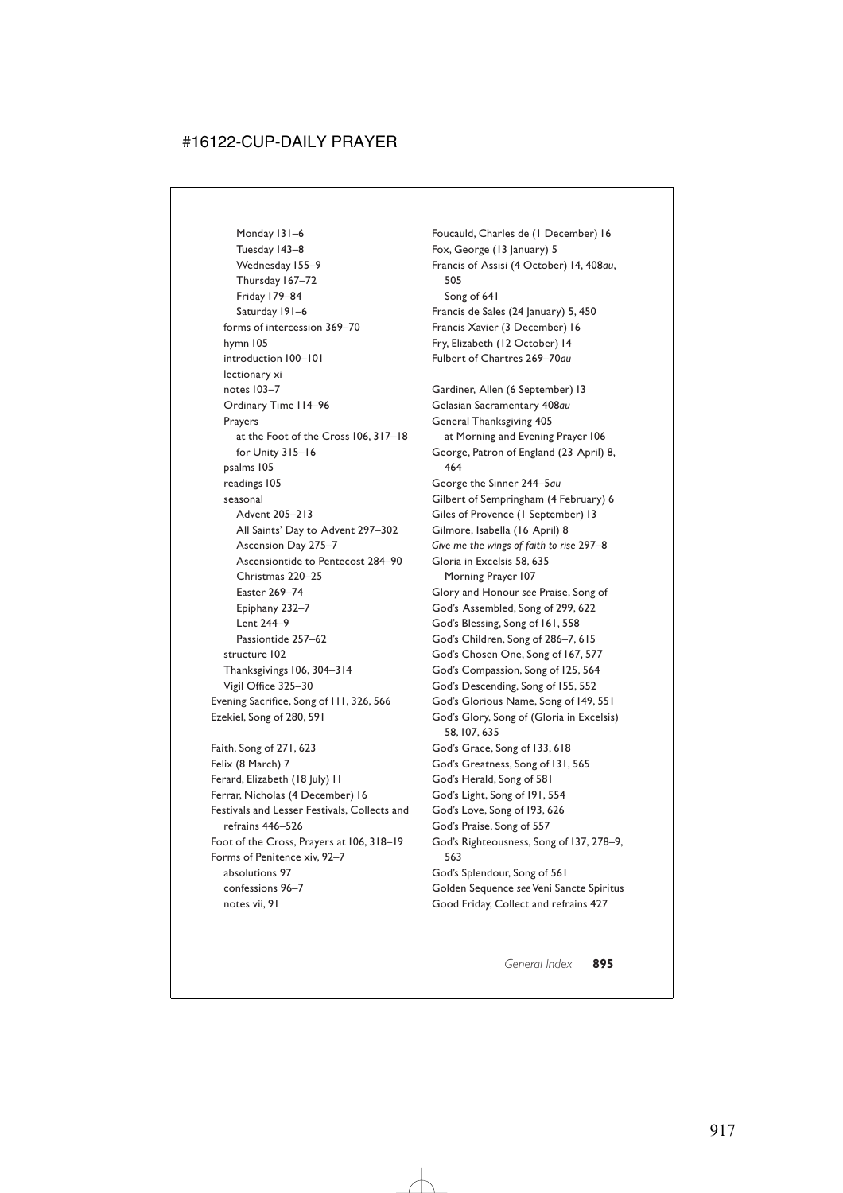Monday 131–6
Tuesday 143–8
Wednesday 155–9
Thursday 167–72
Friday 179–84
Saturday 191–6
forms of intercession 369–70
hymn 105
introduction 100–101
lectionary xi
notes 103–7
Ordinary Time 114–96
Prayers
at the Foot of the Cross 106, 317–18
for Unity 315–16
psalms 105
readings 105
seasonal
Advent 205–213
All Saints' Day to Advent 297–302
Ascension Day 275–7
Ascensiontide to Pentecost 284–90
Christmas 220–25
Easter 269–74
Epiphany 232–7
Lent 244–9
Passiontide 257–62
structure 102
Thanksgivings 106, 304–314
Vigil Office 325–30
Evening Sacrifice, Song of 111, 326, 566
Ezekiel, Song of 280, 591

Faith, Song of 271, 623
Felix (8 March) 7
Ferard, Elizabeth (18 July) 11
Ferrar, Nicholas (4 December) 16
Festivals and Lesser Festivals, Collects and refrains 446–526
Foot of the Cross, Prayers at 106, 318–19
Forms of Penitence xiv, 92–7
absolutions 97
confessions 96–7
notes vii, 91
Foucauld, Charles de (1 December) 16
Fox, George (13 January) 5
Francis of Assisi (4 October) 14, 408*au*, 505
Song of 641
Francis de Sales (24 January) 5, 450
Francis Xavier (3 December) 16
Fry, Elizabeth (12 October) 14
Fulbert of Chartres 269–70*au*

Gardiner, Allen (6 September) 13
Gelasian Sacramentary 408*au*
General Thanksgiving 405
at Morning and Evening Prayer 106
George, Patron of England (23 April) 8, 464
George the Sinner 244–5*au*
Gilbert of Sempringham (4 February) 6
Giles of Provence (1 September) 13
Gilmore, Isabella (16 April) 8
*Give me the wings of faith to rise* 297–8
Gloria in Excelsis 58, 635
Morning Prayer 107
Glory and Honour *see* Praise, Song of
God's Assembled, Song of 299, 622
God's Blessing, Song of 161, 558
God's Children, Song of 286–7, 615
God's Chosen One, Song of 167, 577
God's Compassion, Song of 125, 564
God's Descending, Song of 155, 552
God's Glorious Name, Song of 149, 551
God's Glory, Song of (Gloria in Excelsis) 58, 107, 635
God's Grace, Song of 133, 618
God's Greatness, Song of 131, 565
God's Herald, Song of 581
God's Light, Song of 191, 554
God's Love, Song of 193, 626
God's Praise, Song of 557
God's Righteousness, Song of 137, 278–9, 563
God's Splendour, Song of 561
Golden Sequence *see* Veni Sancte Spiritus
Good Friday, Collect and refrains 427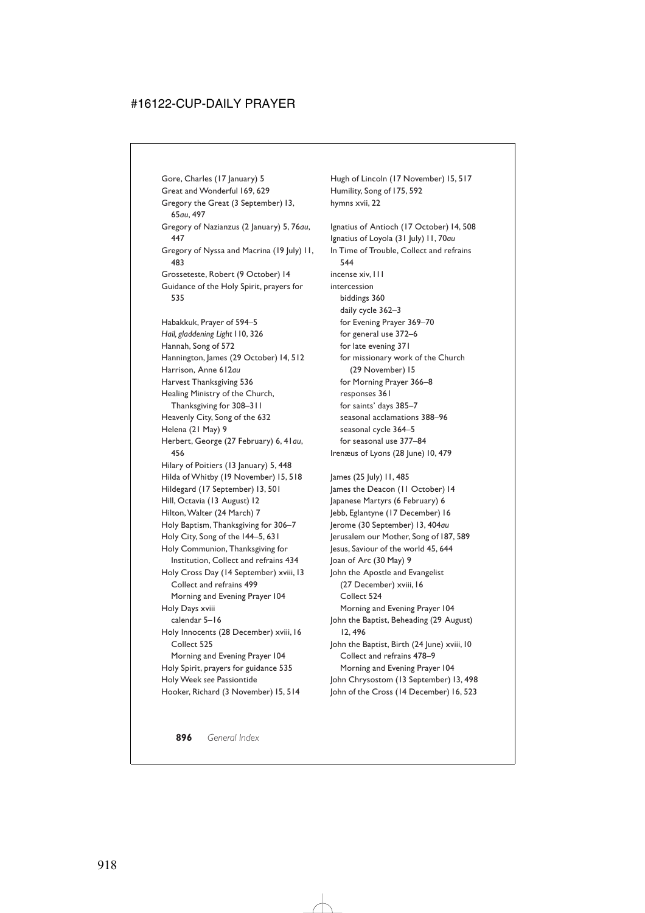Gore, Charles (17 January) 5
Great and Wonderful 169, 629
Gregory the Great (3 September) 13, 65*au*, 497
Gregory of Nazianzus (2 January) 5, 76*au*, 447
Gregory of Nyssa and Macrina (19 July) 11, 483
Grosseteste, Robert (9 October) 14
Guidance of the Holy Spirit, prayers for 535

Habakkuk, Prayer of 594–5
*Hail, gladdening Light* 110, 326
Hannah, Song of 572
Hannington, James (29 October) 14, 512
Harrison, Anne 612*au*
Harvest Thanksgiving 536
Healing Ministry of the Church, Thanksgiving for 308–311
Heavenly City, Song of the 632
Helena (21 May) 9
Herbert, George (27 February) 6, 41*au*, 456
Hilary of Poitiers (13 January) 5, 448
Hilda of Whitby (19 November) 15, 518
Hildegard (17 September) 13, 501
Hill, Octavia (13 August) 12
Hilton, Walter (24 March) 7
Holy Baptism, Thanksgiving for 306–7
Holy City, Song of the 144–5, 631
Holy Communion, Thanksgiving for Institution, Collect and refrains 434
Holy Cross Day (14 September) xviii, 13
- Collect and refrains 499
- Morning and Evening Prayer 104

Holy Days xviii
- calendar 5–16

Holy Innocents (28 December) xviii, 16
- Collect 525
- Morning and Evening Prayer 104

Holy Spirit, prayers for guidance 535
Holy Week *see* Passiontide
Hooker, Richard (3 November) 15, 514
Hugh of Lincoln (17 November) 15, 517
Humility, Song of 175, 592
hymns xvii, 22

Ignatius of Antioch (17 October) 14, 508
Ignatius of Loyola (31 July) 11, 70*au*
In Time of Trouble, Collect and refrains 544
incense xiv, 111
intercession
- biddings 360
- daily cycle 362–3
- for Evening Prayer 369–70
- for general use 372–6
- for late evening 371
- for missionary work of the Church (29 November) 15
- for Morning Prayer 366–8
- responses 361
- for saints' days 385–7
- seasonal acclamations 388–96
- seasonal cycle 364–5
- for seasonal use 377–84

Irenæus of Lyons (28 June) 10, 479

James (25 July) 11, 485
James the Deacon (11 October) 14
Japanese Martyrs (6 February) 6
Jebb, Eglantyne (17 December) 16
Jerome (30 September) 13, 404*au*
Jerusalem our Mother, Song of 187, 589
Jesus, Saviour of the world 45, 644
Joan of Arc (30 May) 9
John the Apostle and Evangelist (27 December) xviii, 16
- Collect 524
- Morning and Evening Prayer 104

John the Baptist, Beheading (29 August) 12, 496
John the Baptist, Birth (24 June) xviii, 10
- Collect and refrains 478–9
- Morning and Evening Prayer 104

John Chrysostom (13 September) 13, 498
John of the Cross (14 December) 16, 523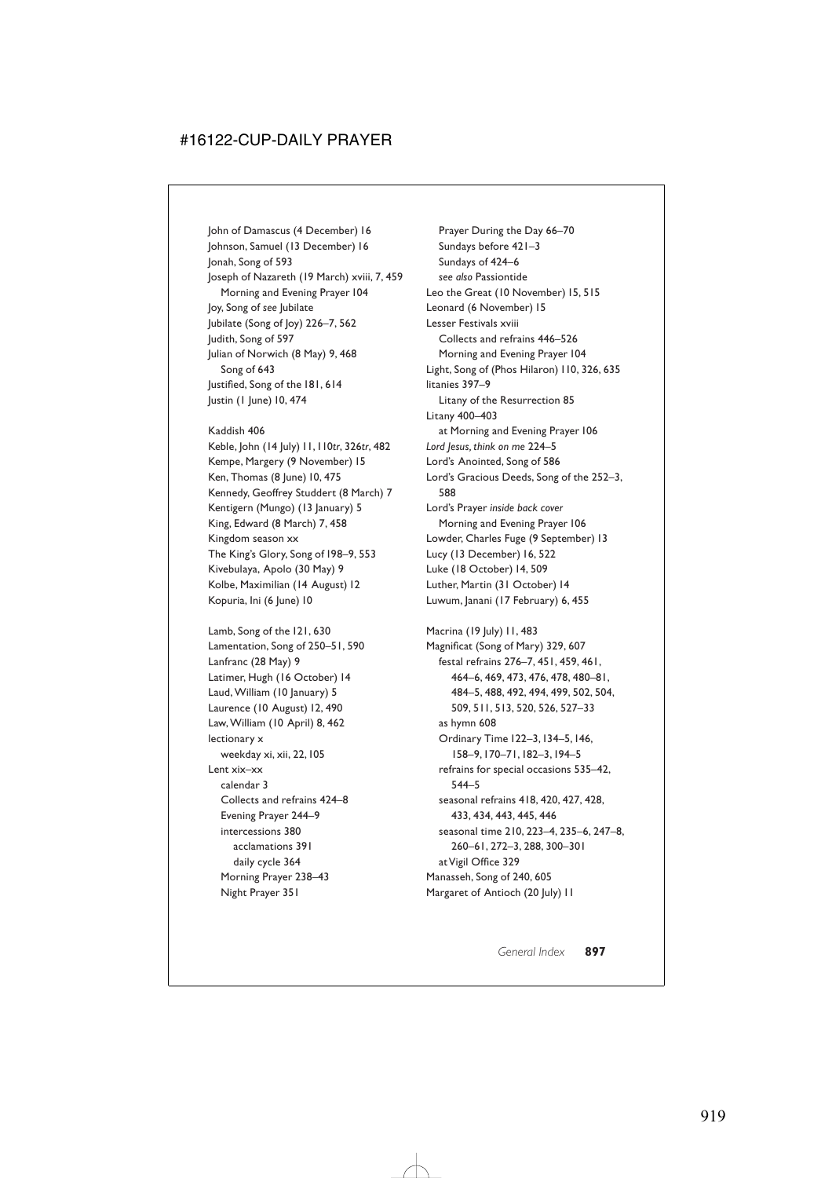John of Damascus (4 December) 16
Johnson, Samuel (13 December) 16
Jonah, Song of 593
Joseph of Nazareth (19 March) xviii, 7, 459
  Morning and Evening Prayer 104
Joy, Song of *see* Jubilate
Jubilate (Song of Joy) 226–7, 562
Judith, Song of 597
Julian of Norwich (8 May) 9, 468
  Song of 643
Justified, Song of the 181, 614
Justin (1 June) 10, 474

Kaddish 406
Keble, John (14 July) 11, 110*tr*, 326*tr*, 482
Kempe, Margery (9 November) 15
Ken, Thomas (8 June) 10, 475
Kennedy, Geoffrey Studdert (8 March) 7
Kentigern (Mungo) (13 January) 5
King, Edward (8 March) 7, 458
Kingdom season xx
The King's Glory, Song of 198–9, 553
Kivebulaya, Apolo (30 May) 9
Kolbe, Maximilian (14 August) 12
Kopuria, Ini (6 June) 10

Lamb, Song of the 121, 630
Lamentation, Song of 250–51, 590
Lanfranc (28 May) 9
Latimer, Hugh (16 October) 14
Laud, William (10 January) 5
Laurence (10 August) 12, 490
Law, William (10 April) 8, 462
lectionary x
  weekday xi, xii, 22, 105
Lent xix–xx
  calendar 3
  Collects and refrains 424–8
  Evening Prayer 244–9
  intercessions 380
    acclamations 391
    daily cycle 364
  Morning Prayer 238–43
  Night Prayer 351
  Prayer During the Day 66–70
  Sundays before 421–3
  Sundays of 424–6
  *see also* Passiontide
Leo the Great (10 November) 15, 515
Leonard (6 November) 15
Lesser Festivals xviii
  Collects and refrains 446–526
  Morning and Evening Prayer 104
Light, Song of (Phos Hilaron) 110, 326, 635
litanies 397–9
  Litany of the Resurrection 85
Litany 400–403
  at Morning and Evening Prayer 106
*Lord Jesus, think on me* 224–5
Lord's Anointed, Song of 586
Lord's Gracious Deeds, Song of the 252–3, 588
Lord's Prayer *inside back cover*
  Morning and Evening Prayer 106
Lowder, Charles Fuge (9 September) 13
Lucy (13 December) 16, 522
Luke (18 October) 14, 509
Luther, Martin (31 October) 14
Luwum, Janani (17 February) 6, 455

Macrina (19 July) 11, 483
Magnificat (Song of Mary) 329, 607
  festal refrains 276–7, 451, 459, 461, 464–6, 469, 473, 476, 478, 480–81, 484–5, 488, 492, 494, 499, 502, 504, 509, 511, 513, 520, 526, 527–33
  as hymn 608
  Ordinary Time 122–3, 134–5, 146, 158–9, 170–71, 182–3, 194–5
  refrains for special occasions 535–42, 544–5
  seasonal refrains 418, 420, 427, 428, 433, 434, 443, 445, 446
  seasonal time 210, 223–4, 235–6, 247–8, 260–61, 272–3, 288, 300–301
  at Vigil Office 329
Manasseh, Song of 240, 605
Margaret of Antioch (20 July) 11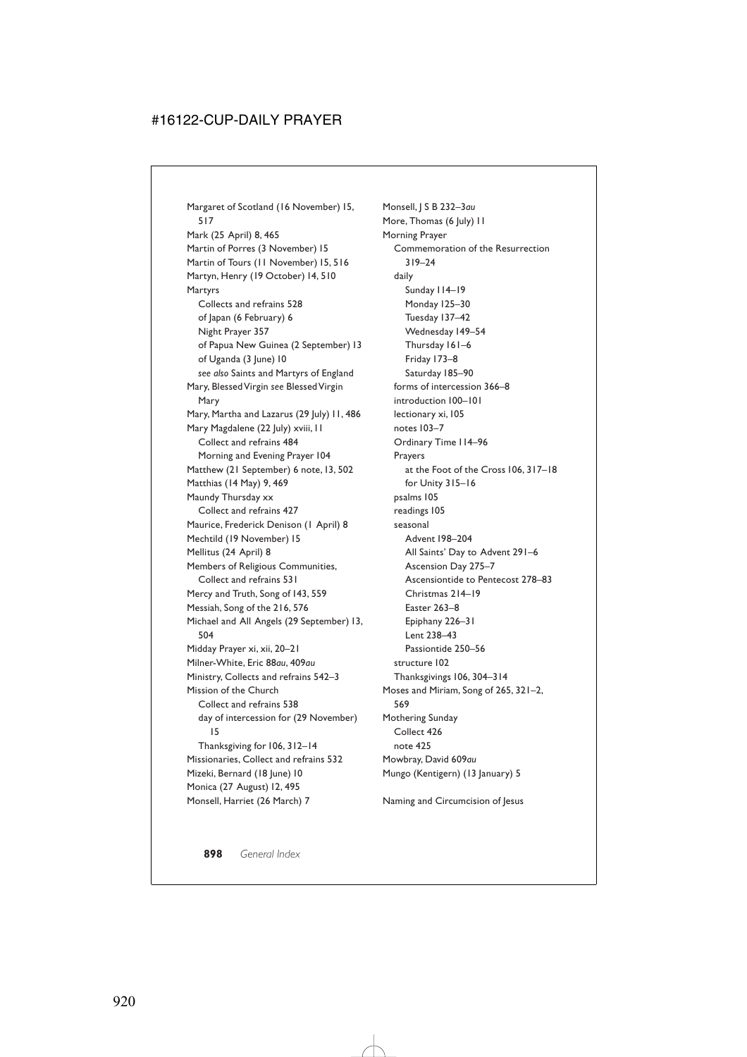Margaret of Scotland (16 November) 15, 517
Mark (25 April) 8, 465
Martin of Porres (3 November) 15
Martin of Tours (11 November) 15, 516
Martyn, Henry (19 October) 14, 510
Martyrs
  Collects and refrains 528
  of Japan (6 February) 6
  Night Prayer 357
  of Papua New Guinea (2 September) 13
  of Uganda (3 June) 10
  *see also* Saints and Martyrs of England
Mary, Blessed Virgin *see* Blessed Virgin Mary
Mary, Martha and Lazarus (29 July) 11, 486
Mary Magdalene (22 July) xviii, 11
  Collect and refrains 484
  Morning and Evening Prayer 104
Matthew (21 September) 6 note, 13, 502
Matthias (14 May) 9, 469
Maundy Thursday xx
  Collect and refrains 427
Maurice, Frederick Denison (1 April) 8
Mechtild (19 November) 15
Mellitus (24 April) 8
Members of Religious Communities, Collect and refrains 531
Mercy and Truth, Song of 143, 559
Messiah, Song of the 216, 576
Michael and All Angels (29 September) 13, 504
Midday Prayer xi, xii, 20–21
Milner-White, Eric 88*au*, 409*au*
Ministry, Collects and refrains 542–3
Mission of the Church
  Collect and refrains 538
  day of intercession for (29 November) 15
  Thanksgiving for 106, 312–14
Missionaries, Collect and refrains 532
Mizeki, Bernard (18 June) 10
Monica (27 August) 12, 495
Monsell, Harriet (26 March) 7
Monsell, J S B 232–3*au*
More, Thomas (6 July) 11
Morning Prayer
  Commemoration of the Resurrection 319–24
  daily
    Sunday 114–19
    Monday 125–30
    Tuesday 137–42
    Wednesday 149–54
    Thursday 161–6
    Friday 173–8
    Saturday 185–90
  forms of intercession 366–8
  introduction 100–101
  lectionary xi, 105
  notes 103–7
  Ordinary Time 114–96
  Prayers
    at the Foot of the Cross 106, 317–18
    for Unity 315–16
  psalms 105
  readings 105
  seasonal
    Advent 198–204
    All Saints' Day to Advent 291–6
    Ascension Day 275–7
    Ascensiontide to Pentecost 278–83
    Christmas 214–19
    Easter 263–8
    Epiphany 226–31
    Lent 238–43
    Passiontide 250–56
  structure 102
  Thanksgivings 106, 304–314
Moses and Miriam, Song of 265, 321–2, 569
Mothering Sunday
  Collect 426
  note 425
Mowbray, David 609*au*
Mungo (Kentigern) (13 January) 5

Naming and Circumcision of Jesus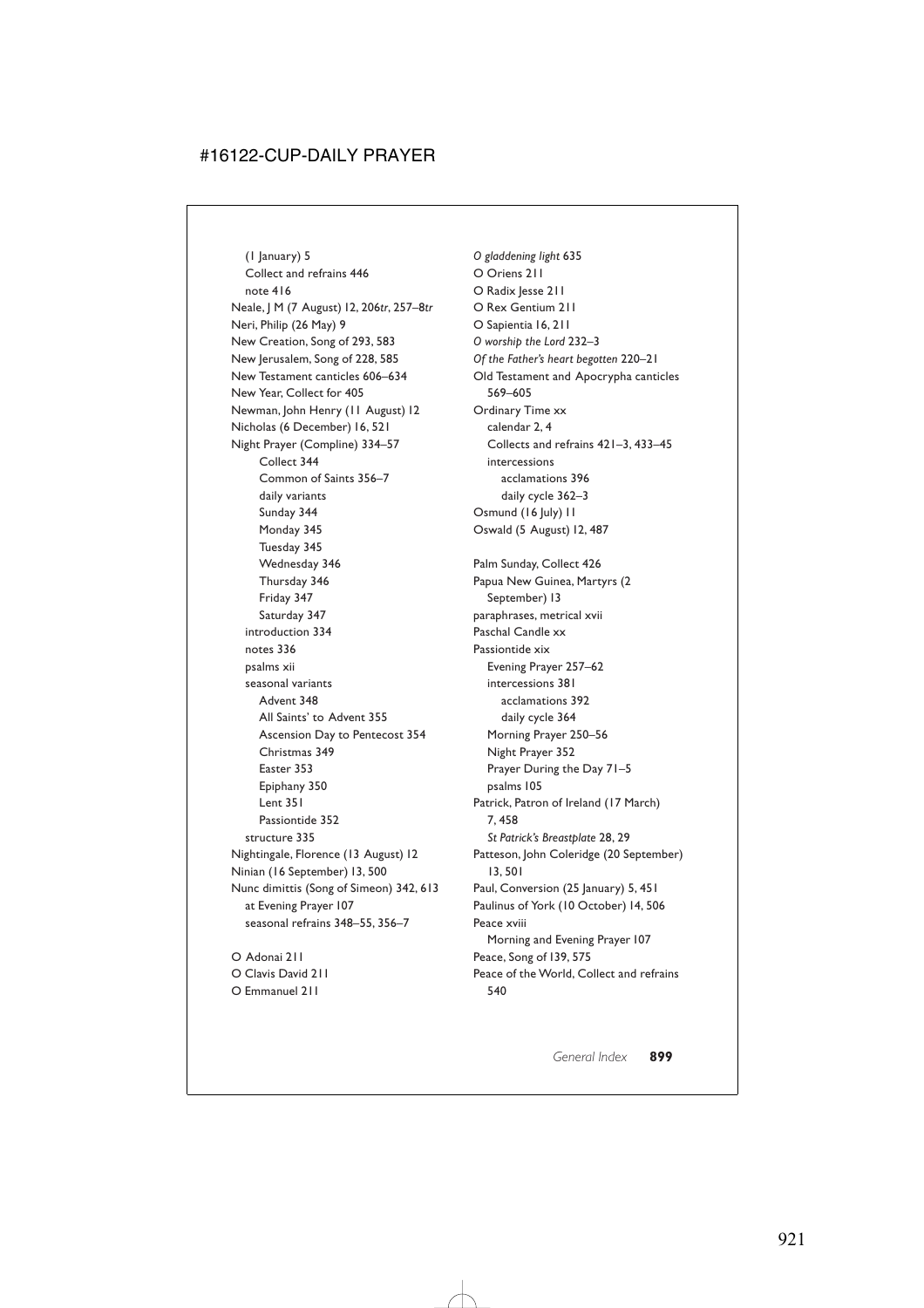(1 January) 5
  Collect and refrains 446
  note 416
Neale, J M (7 August) 12, 206*tr*, 257–8*tr*
Neri, Philip (26 May) 9
New Creation, Song of 293, 583
New Jerusalem, Song of 228, 585
New Testament canticles 606–634
New Year, Collect for 405
Newman, John Henry (11 August) 12
Nicholas (6 December) 16, 521
Night Prayer (Compline) 334–57
    Collect 344
    Common of Saints 356–7
    daily variants
    Sunday 344
    Monday 345
    Tuesday 345
    Wednesday 346
    Thursday 346
    Friday 347
    Saturday 347
  introduction 334
  notes 336
  psalms xii
  seasonal variants
    Advent 348
    All Saints' to Advent 355
    Ascension Day to Pentecost 354
    Christmas 349
    Easter 353
    Epiphany 350
    Lent 351
    Passiontide 352
  structure 335
Nightingale, Florence (13 August) 12
Ninian (16 September) 13, 500
Nunc dimittis (Song of Simeon) 342, 613
  at Evening Prayer 107
  seasonal refrains 348–55, 356–7

O Adonai 211
O Clavis David 211
O Emmanuel 211
*O gladdening light* 635
O Oriens 211
O Radix Jesse 211
O Rex Gentium 211
O Sapientia 16, 211
*O worship the Lord* 232–3
*Of the Father's heart begotten* 220–21
Old Testament and Apocrypha canticles
  569–605
Ordinary Time xx
  calendar 2, 4
  Collects and refrains 421–3, 433–45
  intercessions
    acclamations 396
    daily cycle 362–3
Osmund (16 July) 11
Oswald (5 August) 12, 487

Palm Sunday, Collect 426
Papua New Guinea, Martyrs (2
  September) 13
paraphrases, metrical xvii
Paschal Candle xx
Passiontide xix
  Evening Prayer 257–62
  intercessions 381
    acclamations 392
    daily cycle 364
  Morning Prayer 250–56
  Night Prayer 352
  Prayer During the Day 71–5
  psalms 105
Patrick, Patron of Ireland (17 March)
  7, 458
  *St Patrick's Breastplate* 28, 29
Patteson, John Coleridge (20 September)
  13, 501
Paul, Conversion (25 January) 5, 451
Paulinus of York (10 October) 14, 506
Peace xviii
  Morning and Evening Prayer 107
Peace, Song of 139, 575
Peace of the World, Collect and refrains
  540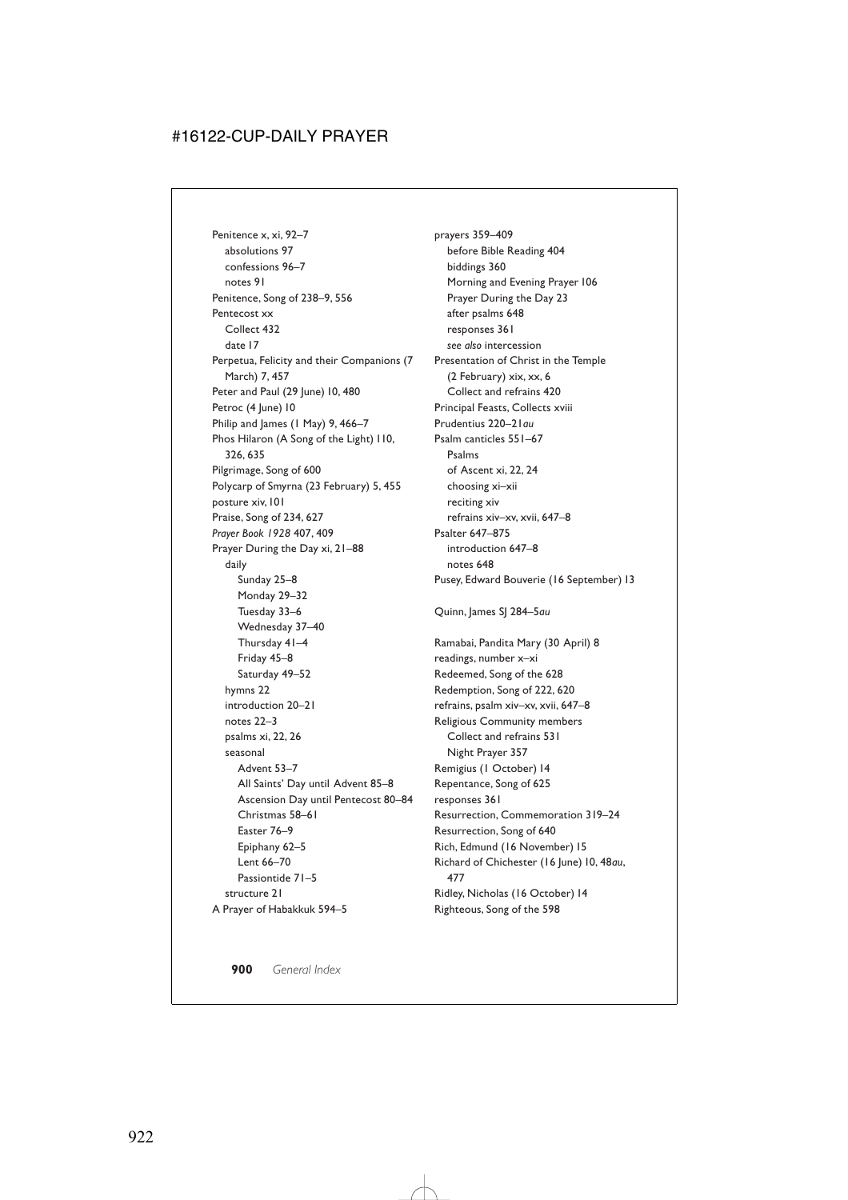Penitence x, xi, 92–7
  absolutions 97
  confessions 96–7
  notes 91
Penitence, Song of 238–9, 556
Pentecost xx
  Collect 432
  date 17
Perpetua, Felicity and their Companions (7 March) 7, 457
Peter and Paul (29 June) 10, 480
Petroc (4 June) 10
Philip and James (1 May) 9, 466–7
Phos Hilaron (A Song of the Light) 110, 326, 635
Pilgrimage, Song of 600
Polycarp of Smyrna (23 February) 5, 455
posture xiv, 101
Praise, Song of 234, 627
*Prayer Book 1928* 407, 409
Prayer During the Day xi, 21–88
  daily
    Sunday 25–8
    Monday 29–32
    Tuesday 33–6
    Wednesday 37–40
    Thursday 41–4
    Friday 45–8
    Saturday 49–52
  hymns 22
  introduction 20–21
  notes 22–3
  psalms xi, 22, 26
  seasonal
    Advent 53–7
    All Saints' Day until Advent 85–8
    Ascension Day until Pentecost 80–84
    Christmas 58–61
    Easter 76–9
    Epiphany 62–5
    Lent 66–70
    Passiontide 71–5
  structure 21
A Prayer of Habakkuk 594–5

prayers 359–409
  before Bible Reading 404
  biddings 360
  Morning and Evening Prayer 106
  Prayer During the Day 23
  after psalms 648
  responses 361
  *see also* intercession
Presentation of Christ in the Temple (2 February) xix, xx, 6
  Collect and refrains 420
Principal Feasts, Collects xviii
Prudentius 220–21*au*
Psalm canticles 551–67
  Psalms
  of Ascent xi, 22, 24
  choosing xi–xii
  reciting xiv
  refrains xiv–xv, xvii, 647–8
Psalter 647–875
  introduction 647–8
  notes 648
Pusey, Edward Bouverie (16 September) 13

Quinn, James SJ 284–5*au*

Ramabai, Pandita Mary (30 April) 8
readings, number x–xi
Redeemed, Song of the 628
Redemption, Song of 222, 620
refrains, psalm xiv–xv, xvii, 647–8
Religious Community members
  Collect and refrains 531
  Night Prayer 357
Remigius (1 October) 14
Repentance, Song of 625
responses 361
Resurrection, Commemoration 319–24
Resurrection, Song of 640
Rich, Edmund (16 November) 15
Richard of Chichester (16 June) 10, 48*au*, 477
Ridley, Nicholas (16 October) 14
Righteous, Song of the 598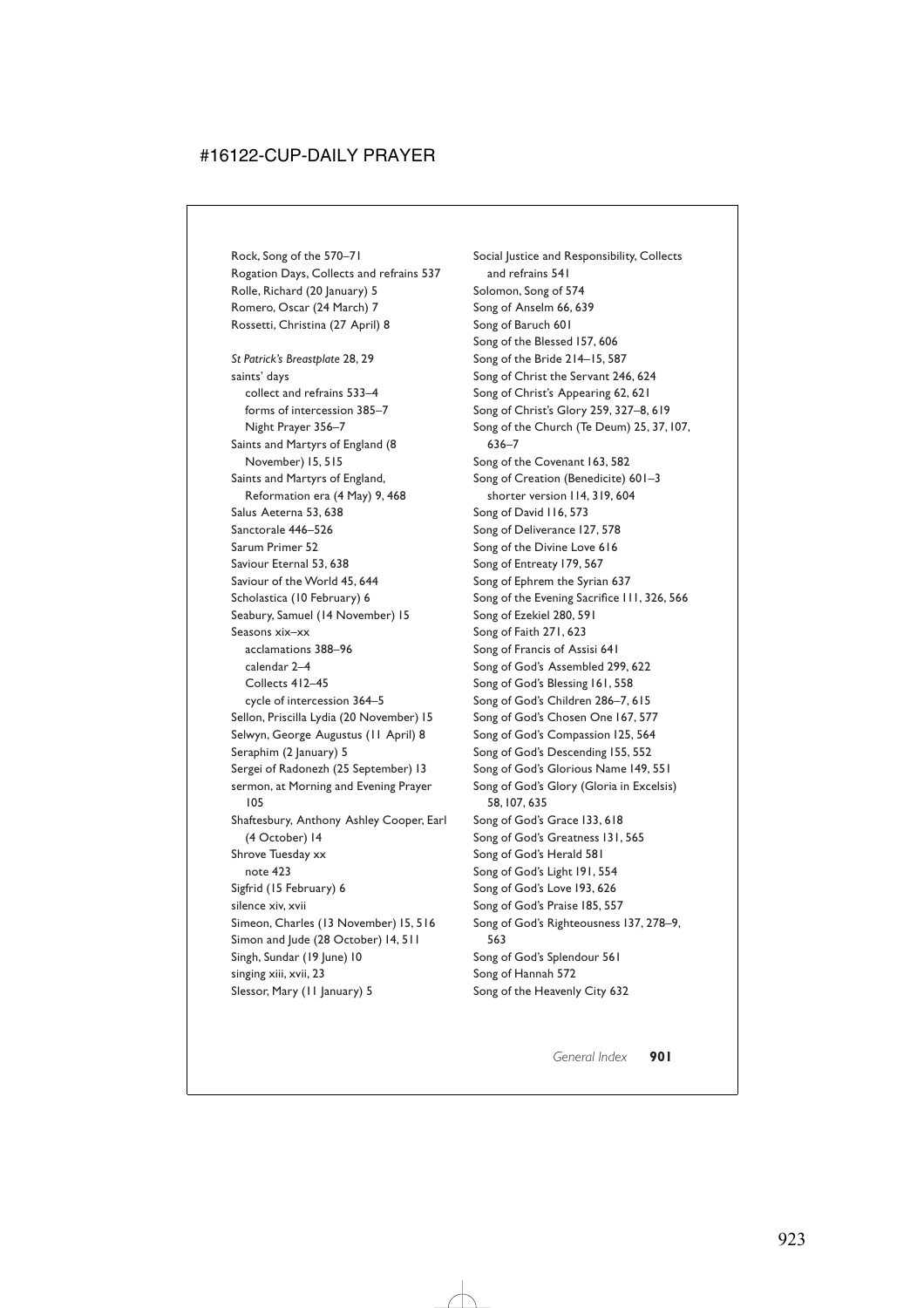Rock, Song of the 570–71
Rogation Days, Collects and refrains 537
Rolle, Richard (20 January) 5
Romero, Oscar (24 March) 7
Rossetti, Christina (27 April) 8

*St Patrick's Breastplate* 28, 29
saints' days
  collect and refrains 533–4
  forms of intercession 385–7
  Night Prayer 356–7
Saints and Martyrs of England (8 November) 15, 515
Saints and Martyrs of England, Reformation era (4 May) 9, 468
Salus Aeterna 53, 638
Sanctorale 446–526
Sarum Primer 52
Saviour Eternal 53, 638
Saviour of the World 45, 644
Scholastica (10 February) 6
Seabury, Samuel (14 November) 15
Seasons xix–xx
  acclamations 388–96
  calendar 2–4
  Collects 412–45
  cycle of intercession 364–5
Sellon, Priscilla Lydia (20 November) 15
Selwyn, George Augustus (11 April) 8
Seraphim (2 January) 5
Sergei of Radonezh (25 September) 13
sermon, at Morning and Evening Prayer 105
Shaftesbury, Anthony Ashley Cooper, Earl (4 October) 14
Shrove Tuesday xx
  note 423
Sigfrid (15 February) 6
silence xiv, xvii
Simeon, Charles (13 November) 15, 516
Simon and Jude (28 October) 14, 511
Singh, Sundar (19 June) 10
singing xiii, xvii, 23
Slessor, Mary (11 January) 5
Social Justice and Responsibility, Collects and refrains 541
Solomon, Song of 574
Song of Anselm 66, 639
Song of Baruch 601
Song of the Blessed 157, 606
Song of the Bride 214–15, 587
Song of Christ the Servant 246, 624
Song of Christ's Appearing 62, 621
Song of Christ's Glory 259, 327–8, 619
Song of the Church (Te Deum) 25, 37, 107, 636–7
Song of the Covenant 163, 582
Song of Creation (Benedicite) 601–3
  shorter version 114, 319, 604
Song of David 116, 573
Song of Deliverance 127, 578
Song of the Divine Love 616
Song of Entreaty 179, 567
Song of Ephrem the Syrian 637
Song of the Evening Sacrifice 111, 326, 566
Song of Ezekiel 280, 591
Song of Faith 271, 623
Song of Francis of Assisi 641
Song of God's Assembled 299, 622
Song of God's Blessing 161, 558
Song of God's Children 286–7, 615
Song of God's Chosen One 167, 577
Song of God's Compassion 125, 564
Song of God's Descending 155, 552
Song of God's Glorious Name 149, 551
Song of God's Glory (Gloria in Excelsis) 58, 107, 635
Song of God's Grace 133, 618
Song of God's Greatness 131, 565
Song of God's Herald 581
Song of God's Light 191, 554
Song of God's Love 193, 626
Song of God's Praise 185, 557
Song of God's Righteousness 137, 278–9, 563
Song of God's Splendour 561
Song of Hannah 572
Song of the Heavenly City 632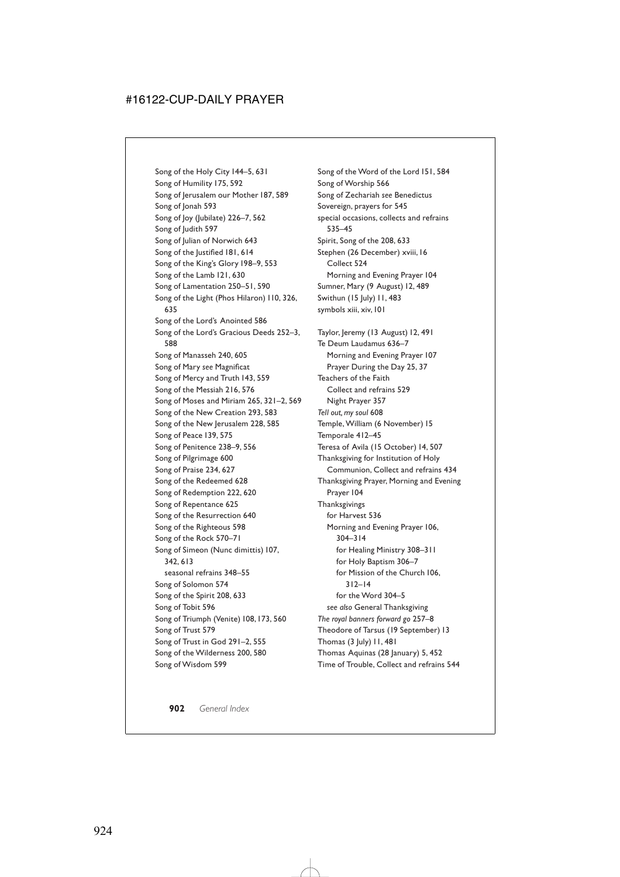Song of the Holy City 144–5, 631
Song of Humility 175, 592
Song of Jerusalem our Mother 187, 589
Song of Jonah 593
Song of Joy (Jubilate) 226–7, 562
Song of Judith 597
Song of Julian of Norwich 643
Song of the Justified 181, 614
Song of the King's Glory 198–9, 553
Song of the Lamb 121, 630
Song of Lamentation 250–51, 590
Song of the Light (Phos Hilaron) 110, 326, 635
Song of the Lord's Anointed 586
Song of the Lord's Gracious Deeds 252–3, 588
Song of Manasseh 240, 605
Song of Mary *see* Magnificat
Song of Mercy and Truth 143, 559
Song of the Messiah 216, 576
Song of Moses and Miriam 265, 321–2, 569
Song of the New Creation 293, 583
Song of the New Jerusalem 228, 585
Song of Peace 139, 575
Song of Penitence 238–9, 556
Song of Pilgrimage 600
Song of Praise 234, 627
Song of the Redeemed 628
Song of Redemption 222, 620
Song of Repentance 625
Song of the Resurrection 640
Song of the Righteous 598
Song of the Rock 570–71
Song of Simeon (Nunc dimittis) 107, 342, 613
  seasonal refrains 348–55
Song of Solomon 574
Song of the Spirit 208, 633
Song of Tobit 596
Song of Triumph (Venite) 108, 173, 560
Song of Trust 579
Song of Trust in God 291–2, 555
Song of the Wilderness 200, 580
Song of Wisdom 599

Song of the Word of the Lord 151, 584
Song of Worship 566
Song of Zechariah *see* Benedictus
Sovereign, prayers for 545
special occasions, collects and refrains 535–45
Spirit, Song of the 208, 633
Stephen (26 December) xviii, 16
  Collect 524
  Morning and Evening Prayer 104
Sumner, Mary (9 August) 12, 489
Swithun (15 July) 11, 483
symbols xiii, xiv, 101

Taylor, Jeremy (13 August) 12, 491
Te Deum Laudamus 636–7
  Morning and Evening Prayer 107
  Prayer During the Day 25, 37
Teachers of the Faith
  Collect and refrains 529
  Night Prayer 357
*Tell out, my soul* 608
Temple, William (6 November) 15
Temporale 412–45
Teresa of Avila (15 October) 14, 507
Thanksgiving for Institution of Holy Communion, Collect and refrains 434
Thanksgiving Prayer, Morning and Evening Prayer 104
Thanksgivings
  for Harvest 536
  Morning and Evening Prayer 106, 304–314
    for Healing Ministry 308–311
    for Holy Baptism 306–7
    for Mission of the Church 106, 312–14
    for the Word 304–5
  *see also* General Thanksgiving
*The royal banners forward go* 257–8
Theodore of Tarsus (19 September) 13
Thomas (3 July) 11, 481
Thomas Aquinas (28 January) 5, 452
Time of Trouble, Collect and refrains 544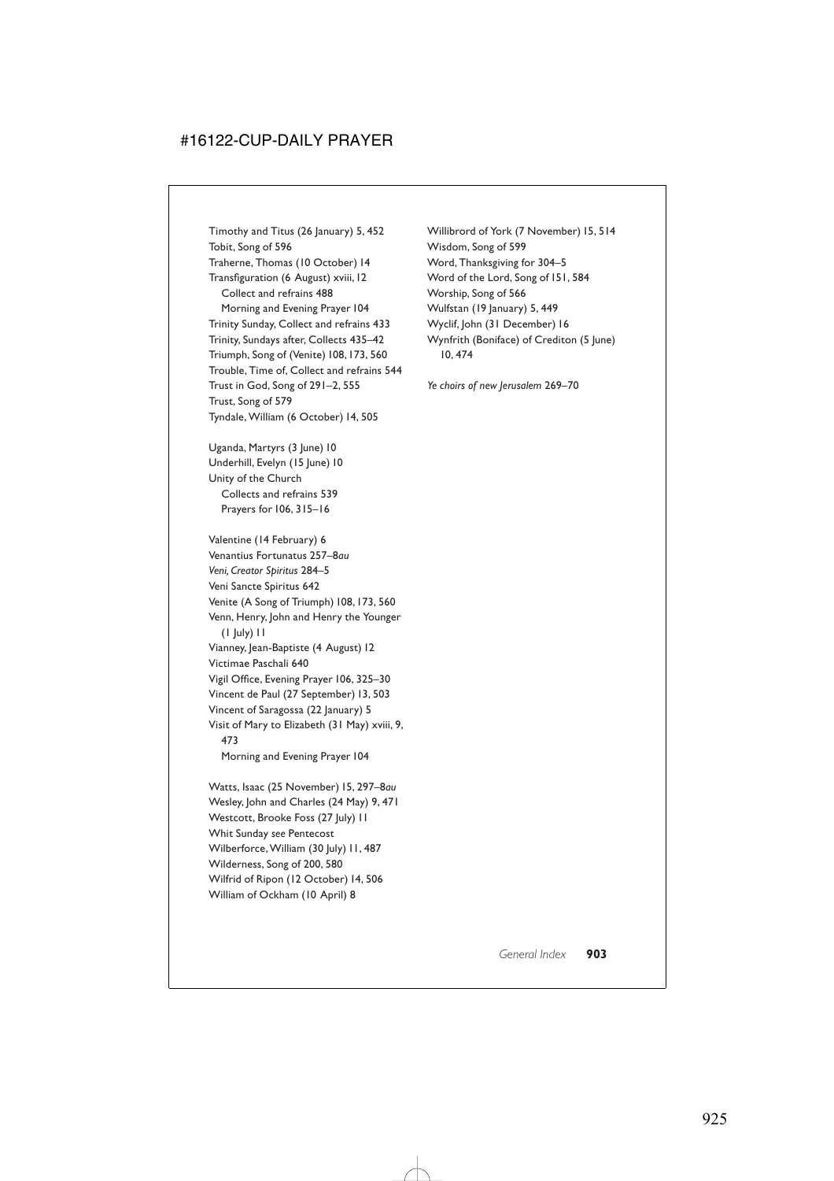Timothy and Titus (26 January) 5, 452
Tobit, Song of 596
Traherne, Thomas (10 October) 14
Transfiguration (6 August) xviii, 12
  Collect and refrains 488
  Morning and Evening Prayer 104
Trinity Sunday, Collect and refrains 433
Trinity, Sundays after, Collects 435–42
Triumph, Song of (Venite) 108, 173, 560
Trouble, Time of, Collect and refrains 544
Trust in God, Song of 291–2, 555
Trust, Song of 579
Tyndale, William (6 October) 14, 505

Uganda, Martyrs (3 June) 10
Underhill, Evelyn (15 June) 10
Unity of the Church
  Collects and refrains 539
  Prayers for 106, 315–16

Valentine (14 February) 6
Venantius Fortunatus 257–8*au*
*Veni, Creator Spiritus* 284–5
Veni Sancte Spiritus 642
Venite (A Song of Triumph) 108, 173, 560
Venn, Henry, John and Henry the Younger (1 July) 11
Vianney, Jean-Baptiste (4 August) 12
Victimae Paschali 640
Vigil Office, Evening Prayer 106, 325–30
Vincent de Paul (27 September) 13, 503
Vincent of Saragossa (22 January) 5
Visit of Mary to Elizabeth (31 May) xviii, 9, 473
  Morning and Evening Prayer 104

Watts, Isaac (25 November) 15, 297–8*au*
Wesley, John and Charles (24 May) 9, 471
Westcott, Brooke Foss (27 July) 11
Whit Sunday *see* Pentecost
Wilberforce, William (30 July) 11, 487
Wilderness, Song of 200, 580
Wilfrid of Ripon (12 October) 14, 506
William of Ockham (10 April) 8
Willibrord of York (7 November) 15, 514
Wisdom, Song of 599
Word, Thanksgiving for 304–5
Word of the Lord, Song of 151, 584
Worship, Song of 566
Wulfstan (19 January) 5, 449
Wyclif, John (31 December) 16
Wynfrith (Boniface) of Crediton (5 June) 10, 474

*Ye choirs of new Jerusalem* 269–70